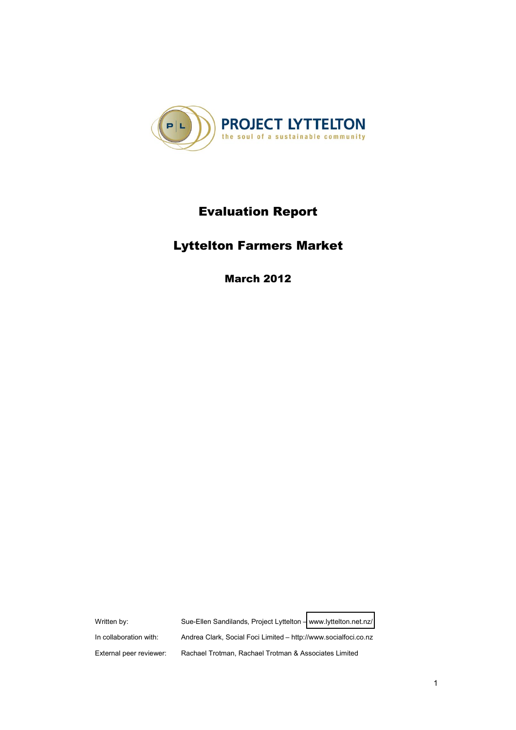PROJECT LYTTELTON

the soul of a sustainable community

# Evaluation Report

# Lyttelton Farmers Market

## March 2012

| | |
|---|---|
| Written by: | Sue-Ellen Sandilands, Project Lyttelton – www.lyttelton.net.nz/ |
| In collaboration with: | Andrea Clark, Social Foci Limited – http://www.socialfoci.co.nz |
| External peer reviewer: | Rachael Trotman, Rachael Trotman & Associates Limited |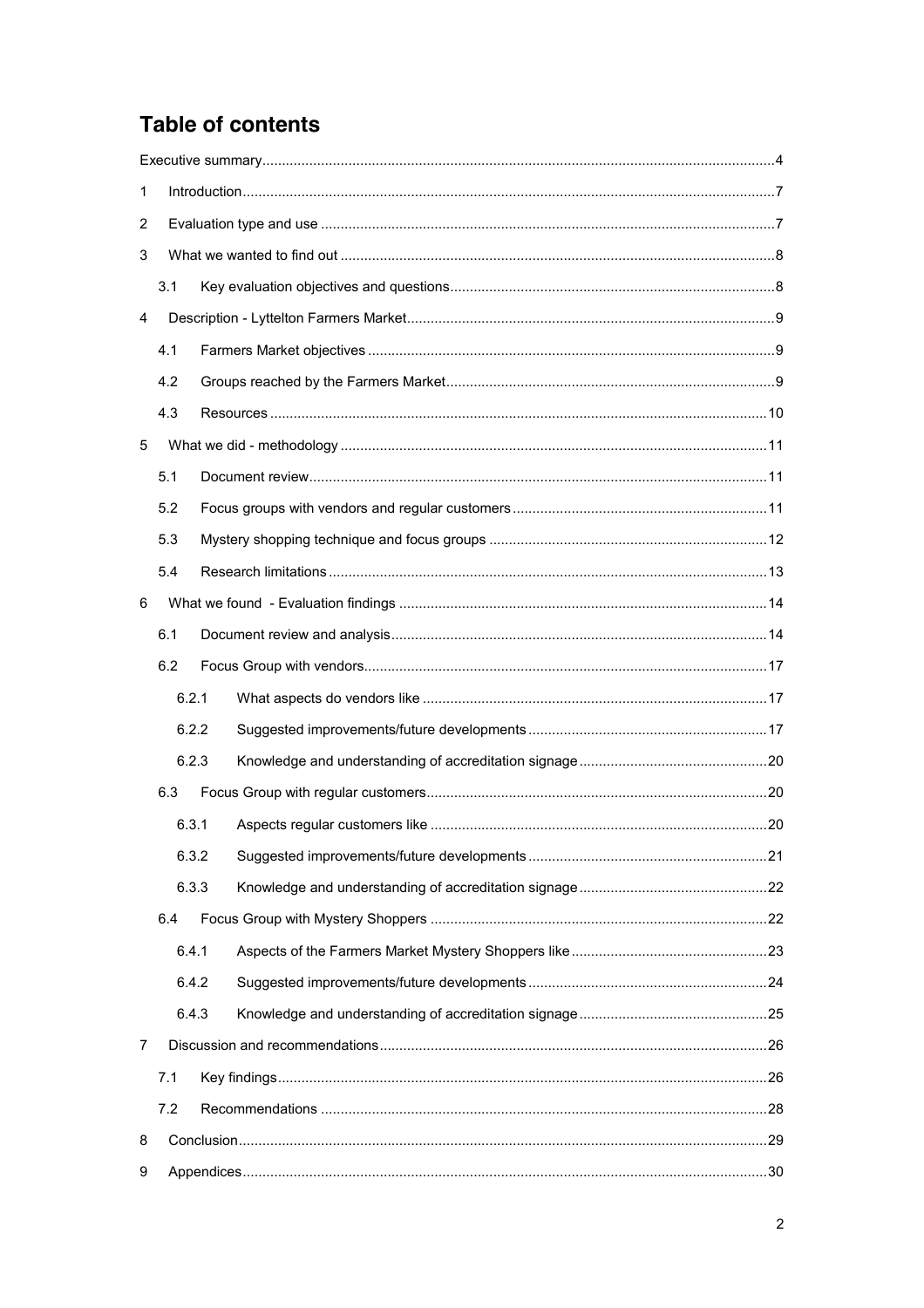# Table of contents

Executive summary ........................................................................................................ 4

1 Introduction ........................................................................................................ 7

2 Evaluation type and use ........................................................................................................ 7

3 What we wanted to find out ........................................................................................................ 8

3.1 Key evaluation objectives and questions ........................................................................................................ 8

4 Description - Lyttelton Farmers Market ........................................................................................................ 9

4.1 Farmers Market objectives ........................................................................................................ 9

4.2 Groups reached by the Farmers Market ........................................................................................................ 9

4.3 Resources ........................................................................................................ 10

5 What we did - methodology ........................................................................................................ 11

5.1 Document review ........................................................................................................ 11

5.2 Focus groups with vendors and regular customers ........................................................................................................ 11

5.3 Mystery shopping technique and focus groups ........................................................................................................ 12

5.4 Research limitations ........................................................................................................ 13

6 What we found - Evaluation findings ........................................................................................................ 14

6.1 Document review and analysis ........................................................................................................ 14

6.2 Focus Group with vendors ........................................................................................................ 17

6.2.1 What aspects do vendors like ........................................................................................................ 17

6.2.2 Suggested improvements/future developments ........................................................................................................ 17

6.2.3 Knowledge and understanding of accreditation signage ........................................................................................................ 20

6.3 Focus Group with regular customers ........................................................................................................ 20

6.3.1 Aspects regular customers like ........................................................................................................ 20

6.3.2 Suggested improvements/future developments ........................................................................................................ 21

6.3.3 Knowledge and understanding of accreditation signage ........................................................................................................ 22

6.4 Focus Group with Mystery Shoppers ........................................................................................................ 22

6.4.1 Aspects of the Farmers Market Mystery Shoppers like ........................................................................................................ 23

6.4.2 Suggested improvements/future developments ........................................................................................................ 24

6.4.3 Knowledge and understanding of accreditation signage ........................................................................................................ 25

7 Discussion and recommendations ........................................................................................................ 26

7.1 Key findings ........................................................................................................ 26

7.2 Recommendations ........................................................................................................ 28

8 Conclusion ........................................................................................................ 29

9 Appendices ........................................................................................................ 30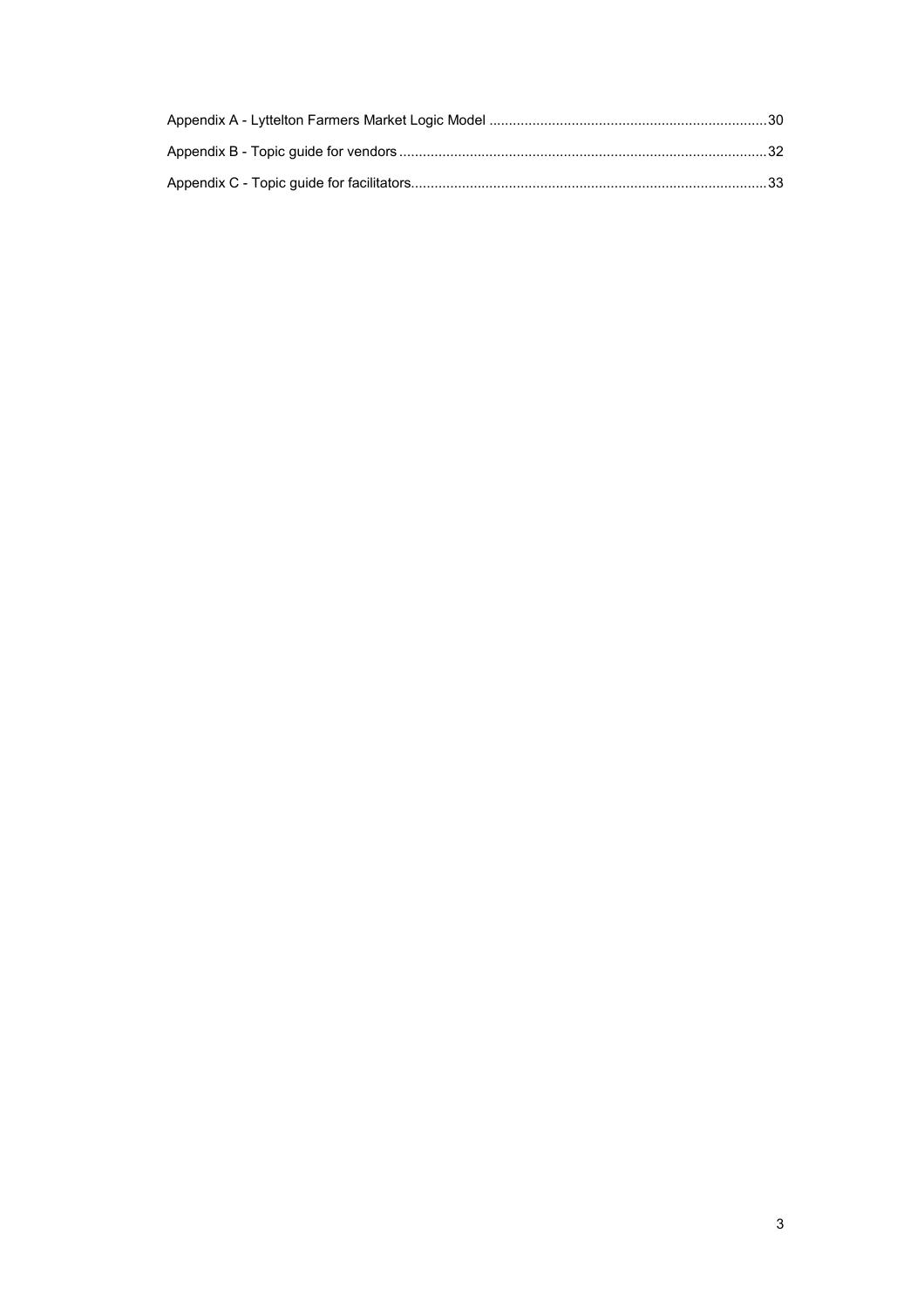Appendix A - Lyttelton Farmers Market Logic Model ....................................................................30

Appendix B - Topic guide for vendors ..........................................................................................32

Appendix C - Topic guide for facilitators.......................................................................................33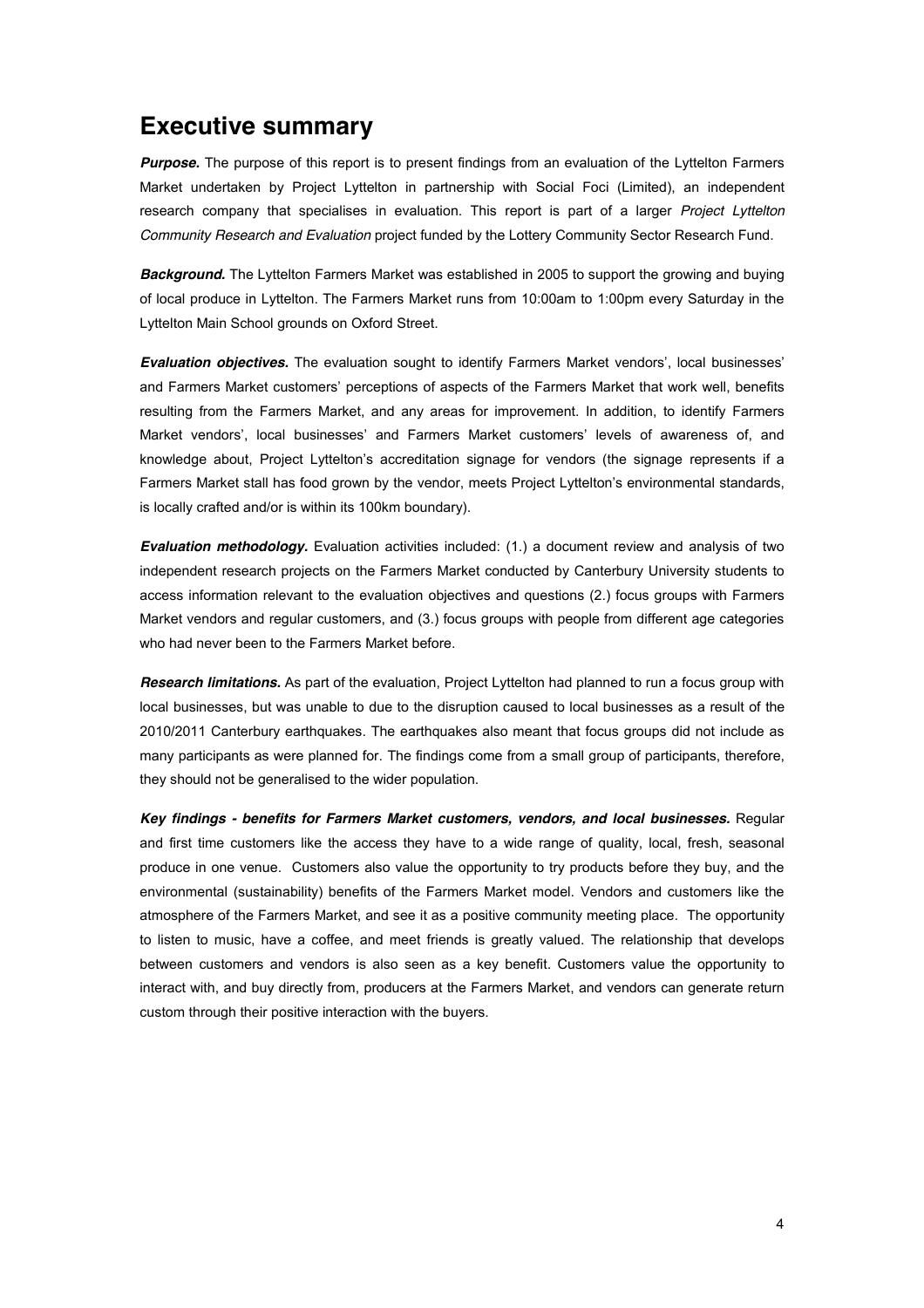# Executive summary

***Purpose.*** The purpose of this report is to present findings from an evaluation of the Lyttelton Farmers Market undertaken by Project Lyttelton in partnership with Social Foci (Limited), an independent research company that specialises in evaluation. This report is part of a larger *Project Lyttelton Community Research and Evaluation* project funded by the Lottery Community Sector Research Fund.

***Background.*** The Lyttelton Farmers Market was established in 2005 to support the growing and buying of local produce in Lyttelton. The Farmers Market runs from 10:00am to 1:00pm every Saturday in the Lyttelton Main School grounds on Oxford Street.

***Evaluation objectives.*** The evaluation sought to identify Farmers Market vendors', local businesses' and Farmers Market customers' perceptions of aspects of the Farmers Market that work well, benefits resulting from the Farmers Market, and any areas for improvement. In addition, to identify Farmers Market vendors', local businesses' and Farmers Market customers' levels of awareness of, and knowledge about, Project Lyttelton's accreditation signage for vendors (the signage represents if a Farmers Market stall has food grown by the vendor, meets Project Lyttelton's environmental standards, is locally crafted and/or is within its 100km boundary).

***Evaluation methodology.*** Evaluation activities included: (1.) a document review and analysis of two independent research projects on the Farmers Market conducted by Canterbury University students to access information relevant to the evaluation objectives and questions (2.) focus groups with Farmers Market vendors and regular customers, and (3.) focus groups with people from different age categories who had never been to the Farmers Market before.

***Research limitations.*** As part of the evaluation, Project Lyttelton had planned to run a focus group with local businesses, but was unable to due to the disruption caused to local businesses as a result of the 2010/2011 Canterbury earthquakes. The earthquakes also meant that focus groups did not include as many participants as were planned for. The findings come from a small group of participants, therefore, they should not be generalised to the wider population.

***Key findings - benefits for Farmers Market customers, vendors, and local businesses.*** Regular and first time customers like the access they have to a wide range of quality, local, fresh, seasonal produce in one venue. Customers also value the opportunity to try products before they buy, and the environmental (sustainability) benefits of the Farmers Market model. Vendors and customers like the atmosphere of the Farmers Market, and see it as a positive community meeting place. The opportunity to listen to music, have a coffee, and meet friends is greatly valued. The relationship that develops between customers and vendors is also seen as a key benefit. Customers value the opportunity to interact with, and buy directly from, producers at the Farmers Market, and vendors can generate return custom through their positive interaction with the buyers.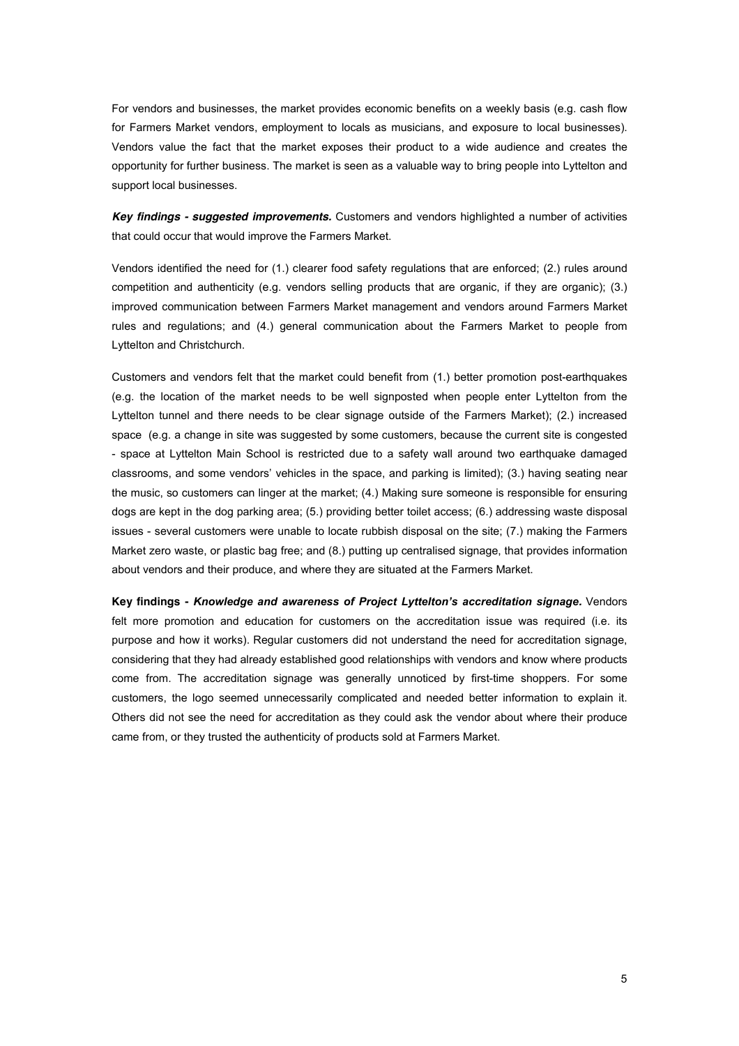For vendors and businesses, the market provides economic benefits on a weekly basis (e.g. cash flow for Farmers Market vendors, employment to locals as musicians, and exposure to local businesses). Vendors value the fact that the market exposes their product to a wide audience and creates the opportunity for further business. The market is seen as a valuable way to bring people into Lyttelton and support local businesses.

***Key findings - suggested improvements.*** Customers and vendors highlighted a number of activities that could occur that would improve the Farmers Market.

Vendors identified the need for (1.) clearer food safety regulations that are enforced; (2.) rules around competition and authenticity (e.g. vendors selling products that are organic, if they are organic); (3.) improved communication between Farmers Market management and vendors around Farmers Market rules and regulations; and (4.) general communication about the Farmers Market to people from Lyttelton and Christchurch.

Customers and vendors felt that the market could benefit from (1.) better promotion post-earthquakes (e.g. the location of the market needs to be well signposted when people enter Lyttelton from the Lyttelton tunnel and there needs to be clear signage outside of the Farmers Market); (2.) increased space (e.g. a change in site was suggested by some customers, because the current site is congested - space at Lyttelton Main School is restricted due to a safety wall around two earthquake damaged classrooms, and some vendors' vehicles in the space, and parking is limited); (3.) having seating near the music, so customers can linger at the market; (4.) Making sure someone is responsible for ensuring dogs are kept in the dog parking area; (5.) providing better toilet access; (6.) addressing waste disposal issues - several customers were unable to locate rubbish disposal on the site; (7.) making the Farmers Market zero waste, or plastic bag free; and (8.) putting up centralised signage, that provides information about vendors and their produce, and where they are situated at the Farmers Market.

**Key findings - *Knowledge and awareness of Project Lyttelton's accreditation signage.*** Vendors felt more promotion and education for customers on the accreditation issue was required (i.e. its purpose and how it works). Regular customers did not understand the need for accreditation signage, considering that they had already established good relationships with vendors and know where products come from. The accreditation signage was generally unnoticed by first-time shoppers. For some customers, the logo seemed unnecessarily complicated and needed better information to explain it. Others did not see the need for accreditation as they could ask the vendor about where their produce came from, or they trusted the authenticity of products sold at Farmers Market.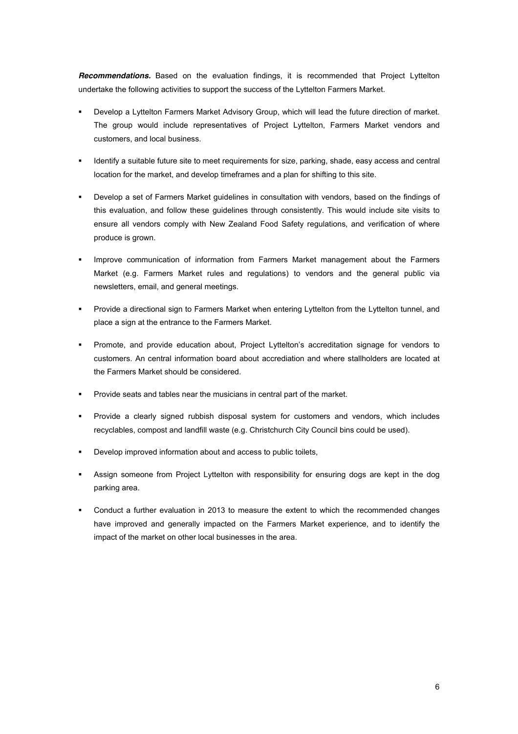***Recommendations.*** Based on the evaluation findings, it is recommended that Project Lyttelton undertake the following activities to support the success of the Lyttelton Farmers Market.

- Develop a Lyttelton Farmers Market Advisory Group, which will lead the future direction of market. The group would include representatives of Project Lyttelton, Farmers Market vendors and customers, and local business.
- Identify a suitable future site to meet requirements for size, parking, shade, easy access and central location for the market, and develop timeframes and a plan for shifting to this site.
- Develop a set of Farmers Market guidelines in consultation with vendors, based on the findings of this evaluation, and follow these guidelines through consistently. This would include site visits to ensure all vendors comply with New Zealand Food Safety regulations, and verification of where produce is grown.
- Improve communication of information from Farmers Market management about the Farmers Market (e.g. Farmers Market rules and regulations) to vendors and the general public via newsletters, email, and general meetings.
- Provide a directional sign to Farmers Market when entering Lyttelton from the Lyttelton tunnel, and place a sign at the entrance to the Farmers Market.
- Promote, and provide education about, Project Lyttelton's accreditation signage for vendors to customers. An central information board about accrediation and where stallholders are located at the Farmers Market should be considered.
- Provide seats and tables near the musicians in central part of the market.
- Provide a clearly signed rubbish disposal system for customers and vendors, which includes recyclables, compost and landfill waste (e.g. Christchurch City Council bins could be used).
- Develop improved information about and access to public toilets,
- Assign someone from Project Lyttelton with responsibility for ensuring dogs are kept in the dog parking area.
- Conduct a further evaluation in 2013 to measure the extent to which the recommended changes have improved and generally impacted on the Farmers Market experience, and to identify the impact of the market on other local businesses in the area.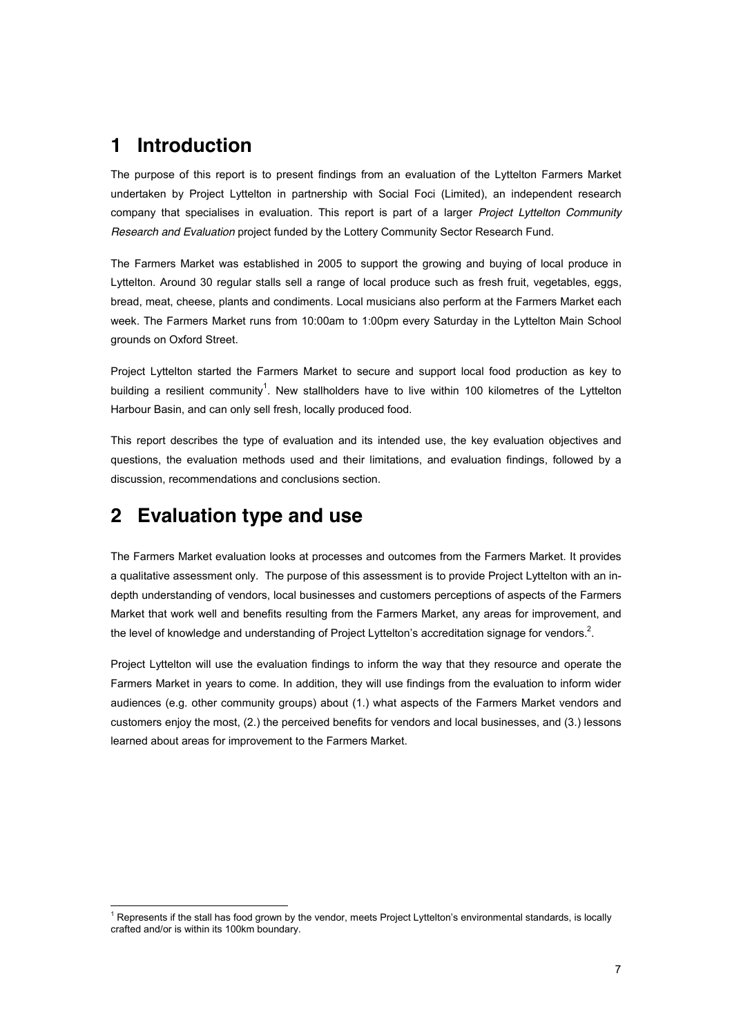# 1 Introduction

The purpose of this report is to present findings from an evaluation of the Lyttelton Farmers Market undertaken by Project Lyttelton in partnership with Social Foci (Limited), an independent research company that specialises in evaluation. This report is part of a larger *Project Lyttelton Community Research and Evaluation* project funded by the Lottery Community Sector Research Fund.

The Farmers Market was established in 2005 to support the growing and buying of local produce in Lyttelton. Around 30 regular stalls sell a range of local produce such as fresh fruit, vegetables, eggs, bread, meat, cheese, plants and condiments. Local musicians also perform at the Farmers Market each week. The Farmers Market runs from 10:00am to 1:00pm every Saturday in the Lyttelton Main School grounds on Oxford Street.

Project Lyttelton started the Farmers Market to secure and support local food production as key to building a resilient community[1]. New stallholders have to live within 100 kilometres of the Lyttelton Harbour Basin, and can only sell fresh, locally produced food.

This report describes the type of evaluation and its intended use, the key evaluation objectives and questions, the evaluation methods used and their limitations, and evaluation findings, followed by a discussion, recommendations and conclusions section.

# 2 Evaluation type and use

The Farmers Market evaluation looks at processes and outcomes from the Farmers Market. It provides a qualitative assessment only. The purpose of this assessment is to provide Project Lyttelton with an in-depth understanding of vendors, local businesses and customers perceptions of aspects of the Farmers Market that work well and benefits resulting from the Farmers Market, any areas for improvement, and the level of knowledge and understanding of Project Lyttelton's accreditation signage for vendors.[2].

Project Lyttelton will use the evaluation findings to inform the way that they resource and operate the Farmers Market in years to come. In addition, they will use findings from the evaluation to inform wider audiences (e.g. other community groups) about (1.) what aspects of the Farmers Market vendors and customers enjoy the most, (2.) the perceived benefits for vendors and local businesses, and (3.) lessons learned about areas for improvement to the Farmers Market.

---

[1] Represents if the stall has food grown by the vendor, meets Project Lyttelton's environmental standards, is locally crafted and/or is within its 100km boundary.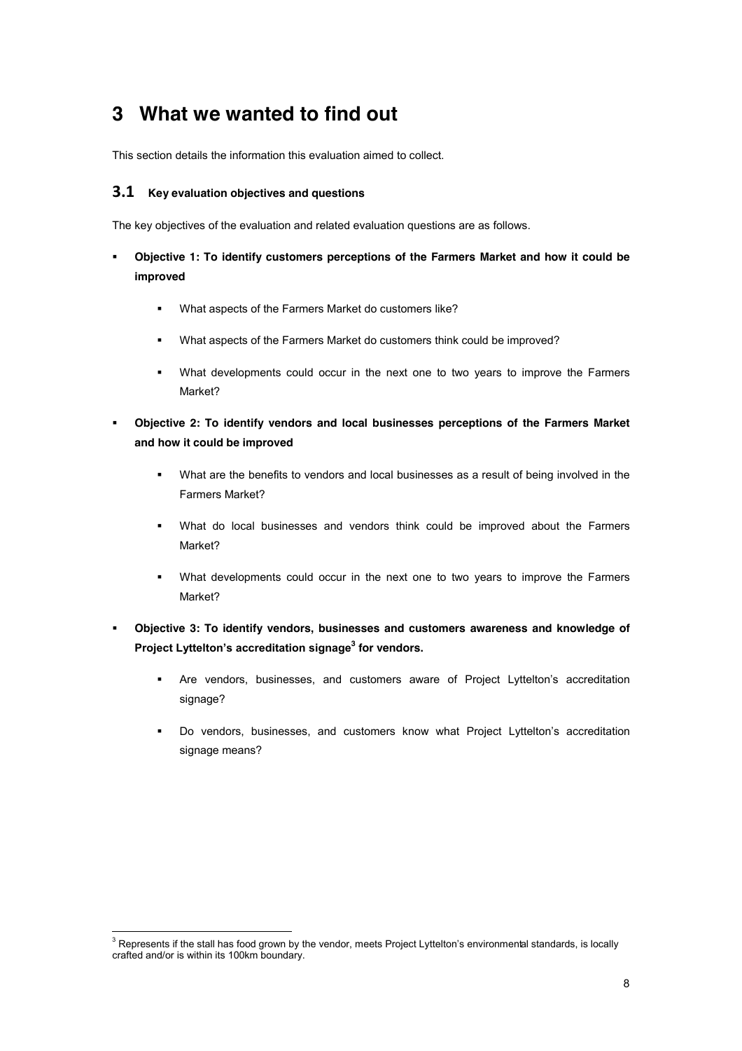# 3 What we wanted to find out

This section details the information this evaluation aimed to collect.

## 3.1 Key evaluation objectives and questions

The key objectives of the evaluation and related evaluation questions are as follows.

- **Objective 1: To identify customers perceptions of the Farmers Market and how it could be improved**
  - What aspects of the Farmers Market do customers like?
  - What aspects of the Farmers Market do customers think could be improved?
  - What developments could occur in the next one to two years to improve the Farmers Market?
- **Objective 2: To identify vendors and local businesses perceptions of the Farmers Market and how it could be improved**
  - What are the benefits to vendors and local businesses as a result of being involved in the Farmers Market?
  - What do local businesses and vendors think could be improved about the Farmers Market?
  - What developments could occur in the next one to two years to improve the Farmers Market?
- **Objective 3: To identify vendors, businesses and customers awareness and knowledge of Project Lyttelton's accreditation signage[3] for vendors.**
  - Are vendors, businesses, and customers aware of Project Lyttelton's accreditation signage?
  - Do vendors, businesses, and customers know what Project Lyttelton's accreditation signage means?

[3] Represents if the stall has food grown by the vendor, meets Project Lyttelton's environmental standards, is locally crafted and/or is within its 100km boundary.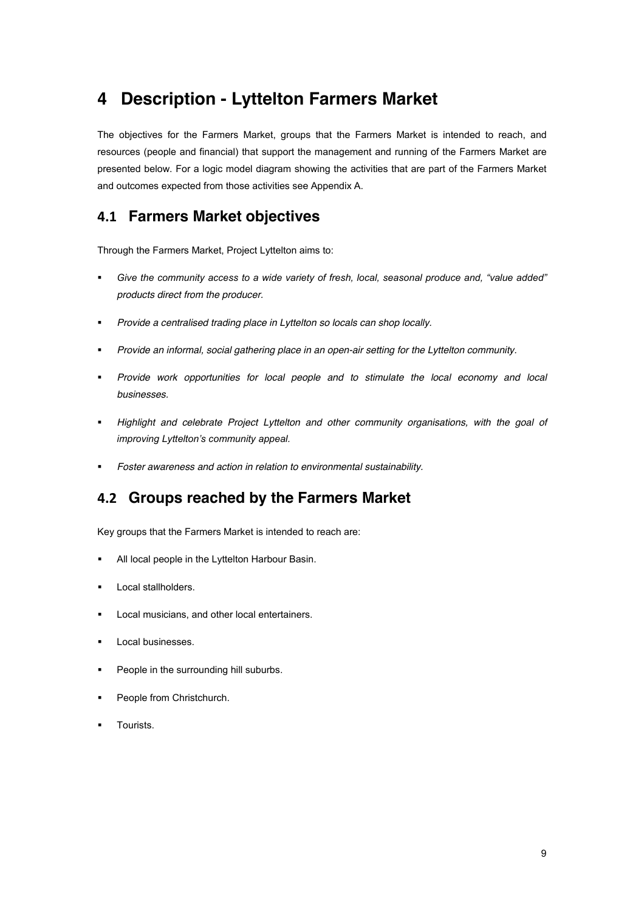# 4 Description - Lyttelton Farmers Market

The objectives for the Farmers Market, groups that the Farmers Market is intended to reach, and resources (people and financial) that support the management and running of the Farmers Market are presented below. For a logic model diagram showing the activities that are part of the Farmers Market and outcomes expected from those activities see Appendix A.

## 4.1 Farmers Market objectives

Through the Farmers Market, Project Lyttelton aims to:

- *Give the community access to a wide variety of fresh, local, seasonal produce and, "value added" products direct from the producer.*
- *Provide a centralised trading place in Lyttelton so locals can shop locally.*
- *Provide an informal, social gathering place in an open-air setting for the Lyttelton community.*
- *Provide work opportunities for local people and to stimulate the local economy and local businesses.*
- *Highlight and celebrate Project Lyttelton and other community organisations, with the goal of improving Lyttelton's community appeal.*
- *Foster awareness and action in relation to environmental sustainability.*

## 4.2 Groups reached by the Farmers Market

Key groups that the Farmers Market is intended to reach are:

- All local people in the Lyttelton Harbour Basin.
- Local stallholders.
- Local musicians, and other local entertainers.
- Local businesses.
- People in the surrounding hill suburbs.
- People from Christchurch.
- Tourists.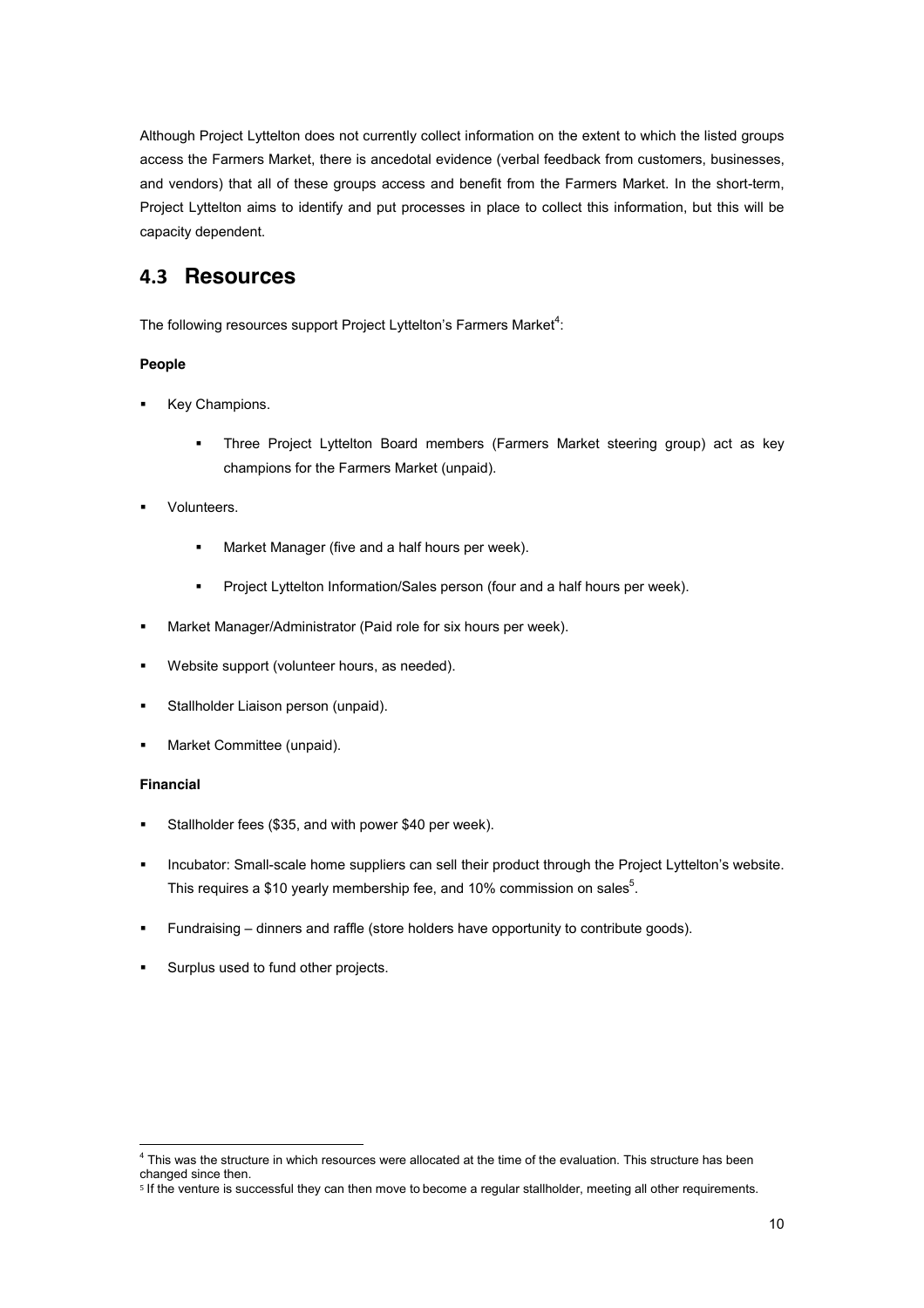Although Project Lyttelton does not currently collect information on the extent to which the listed groups access the Farmers Market, there is ancedotal evidence (verbal feedback from customers, businesses, and vendors) that all of these groups access and benefit from the Farmers Market. In the short-term, Project Lyttelton aims to identify and put processes in place to collect this information, but this will be capacity dependent.

## 4.3 Resources

The following resources support Project Lyttelton's Farmers Market[4]:

**People**

- Key Champions.
  - Three Project Lyttelton Board members (Farmers Market steering group) act as key champions for the Farmers Market (unpaid).
- Volunteers.
  - Market Manager (five and a half hours per week).
  - Project Lyttelton Information/Sales person (four and a half hours per week).
- Market Manager/Administrator (Paid role for six hours per week).
- Website support (volunteer hours, as needed).
- Stallholder Liaison person (unpaid).
- Market Committee (unpaid).

**Financial**

- Stallholder fees ($35, and with power $40 per week).
- Incubator: Small-scale home suppliers can sell their product through the Project Lyttelton's website. This requires a $10 yearly membership fee, and 10% commission on sales[5].
- Fundraising – dinners and raffle (store holders have opportunity to contribute goods).
- Surplus used to fund other projects.

---

[4] This was the structure in which resources were allocated at the time of the evaluation. This structure has been changed since then.

[5] If the venture is successful they can then move to become a regular stallholder, meeting all other requirements.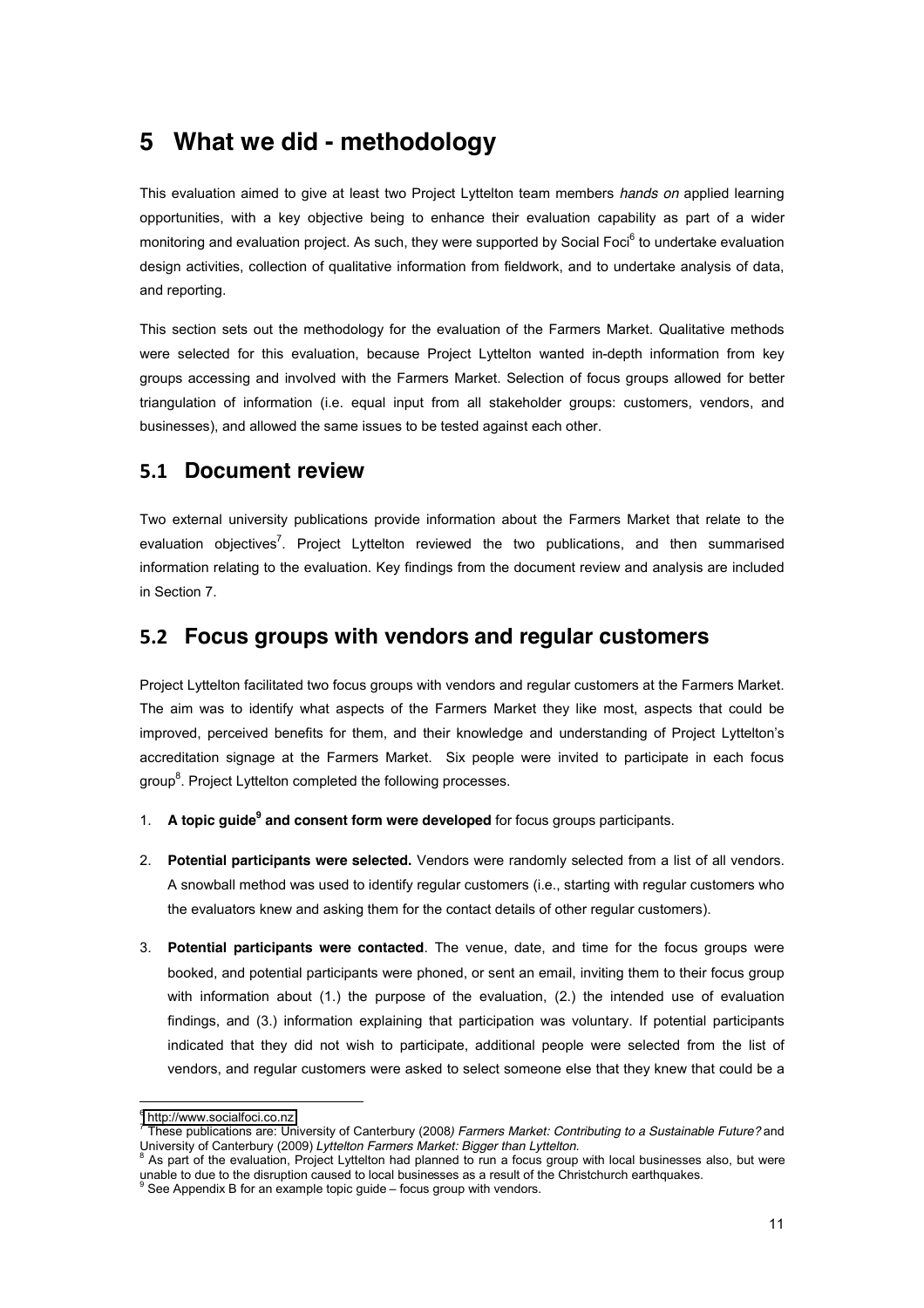# 5 What we did - methodology

This evaluation aimed to give at least two Project Lyttelton team members *hands on* applied learning opportunities, with a key objective being to enhance their evaluation capability as part of a wider monitoring and evaluation project. As such, they were supported by Social Foci[6] to undertake evaluation design activities, collection of qualitative information from fieldwork, and to undertake analysis of data, and reporting.

This section sets out the methodology for the evaluation of the Farmers Market. Qualitative methods were selected for this evaluation, because Project Lyttelton wanted in-depth information from key groups accessing and involved with the Farmers Market. Selection of focus groups allowed for better triangulation of information (i.e. equal input from all stakeholder groups: customers, vendors, and businesses), and allowed the same issues to be tested against each other.

## 5.1 Document review

Two external university publications provide information about the Farmers Market that relate to the evaluation objectives[7]. Project Lyttelton reviewed the two publications, and then summarised information relating to the evaluation. Key findings from the document review and analysis are included in Section 7.

## 5.2 Focus groups with vendors and regular customers

Project Lyttelton facilitated two focus groups with vendors and regular customers at the Farmers Market. The aim was to identify what aspects of the Farmers Market they like most, aspects that could be improved, perceived benefits for them, and their knowledge and understanding of Project Lyttelton's accreditation signage at the Farmers Market. Six people were invited to participate in each focus group[8]. Project Lyttelton completed the following processes.

1. **A topic guide[9] and consent form were developed** for focus groups participants.
2. **Potential participants were selected.** Vendors were randomly selected from a list of all vendors. A snowball method was used to identify regular customers (i.e., starting with regular customers who the evaluators knew and asking them for the contact details of other regular customers).
3. **Potential participants were contacted**. The venue, date, and time for the focus groups were booked, and potential participants were phoned, or sent an email, inviting them to their focus group with information about (1.) the purpose of the evaluation, (2.) the intended use of evaluation findings, and (3.) information explaining that participation was voluntary. If potential participants indicated that they did not wish to participate, additional people were selected from the list of vendors, and regular customers were asked to select someone else that they knew that could be a

---

[6] http://www.socialfoci.co.nz

[7] These publications are: University of Canterbury (2008) *Farmers Market: Contributing to a Sustainable Future?* and University of Canterbury (2009) *Lyttelton Farmers Market: Bigger than Lyttelton.*

[8] As part of the evaluation, Project Lyttelton had planned to run a focus group with local businesses also, but were unable to due to the disruption caused to local businesses as a result of the Christchurch earthquakes.

[9] See Appendix B for an example topic guide – focus group with vendors.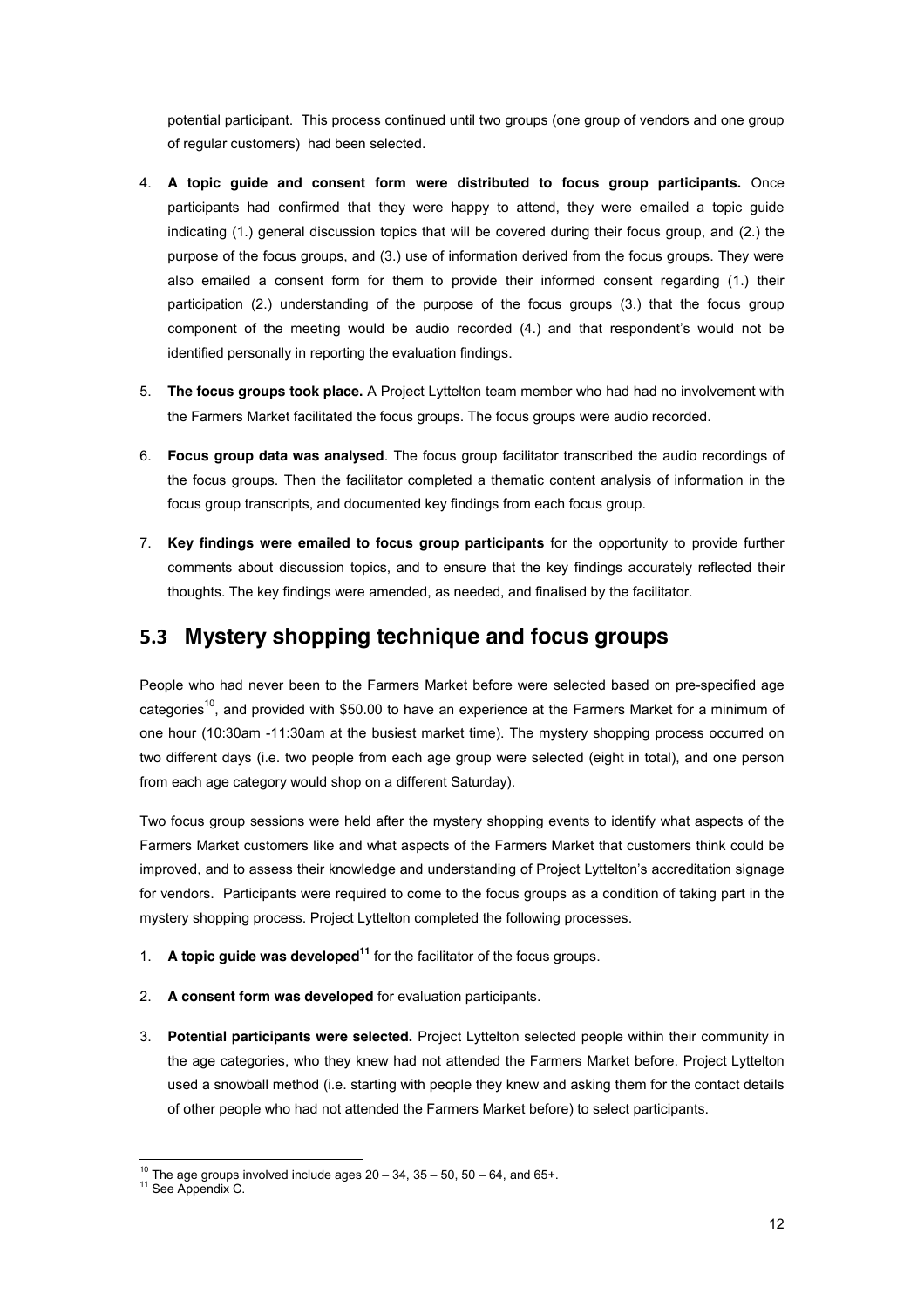potential participant. This process continued until two groups (one group of vendors and one group of regular customers) had been selected.

4. **A topic guide and consent form were distributed to focus group participants.** Once participants had confirmed that they were happy to attend, they were emailed a topic guide indicating (1.) general discussion topics that will be covered during their focus group, and (2.) the purpose of the focus groups, and (3.) use of information derived from the focus groups. They were also emailed a consent form for them to provide their informed consent regarding (1.) their participation (2.) understanding of the purpose of the focus groups (3.) that the focus group component of the meeting would be audio recorded (4.) and that respondent's would not be identified personally in reporting the evaluation findings.

5. **The focus groups took place.** A Project Lyttelton team member who had had no involvement with the Farmers Market facilitated the focus groups. The focus groups were audio recorded.

6. **Focus group data was analysed**. The focus group facilitator transcribed the audio recordings of the focus groups. Then the facilitator completed a thematic content analysis of information in the focus group transcripts, and documented key findings from each focus group.

7. **Key findings were emailed to focus group participants** for the opportunity to provide further comments about discussion topics, and to ensure that the key findings accurately reflected their thoughts. The key findings were amended, as needed, and finalised by the facilitator.

## 5.3 Mystery shopping technique and focus groups

People who had never been to the Farmers Market before were selected based on pre-specified age categories[10], and provided with $50.00 to have an experience at the Farmers Market for a minimum of one hour (10:30am -11:30am at the busiest market time). The mystery shopping process occurred on two different days (i.e. two people from each age group were selected (eight in total), and one person from each age category would shop on a different Saturday).

Two focus group sessions were held after the mystery shopping events to identify what aspects of the Farmers Market customers like and what aspects of the Farmers Market that customers think could be improved, and to assess their knowledge and understanding of Project Lyttelton's accreditation signage for vendors. Participants were required to come to the focus groups as a condition of taking part in the mystery shopping process. Project Lyttelton completed the following processes.

1. **A topic guide was developed**[11] for the facilitator of the focus groups.

2. **A consent form was developed** for evaluation participants.

3. **Potential participants were selected.** Project Lyttelton selected people within their community in the age categories, who they knew had not attended the Farmers Market before. Project Lyttelton used a snowball method (i.e. starting with people they knew and asking them for the contact details of other people who had not attended the Farmers Market before) to select participants.

---

[10] The age groups involved include ages 20 – 34, 35 – 50, 50 – 64, and 65+.

[11] See Appendix C.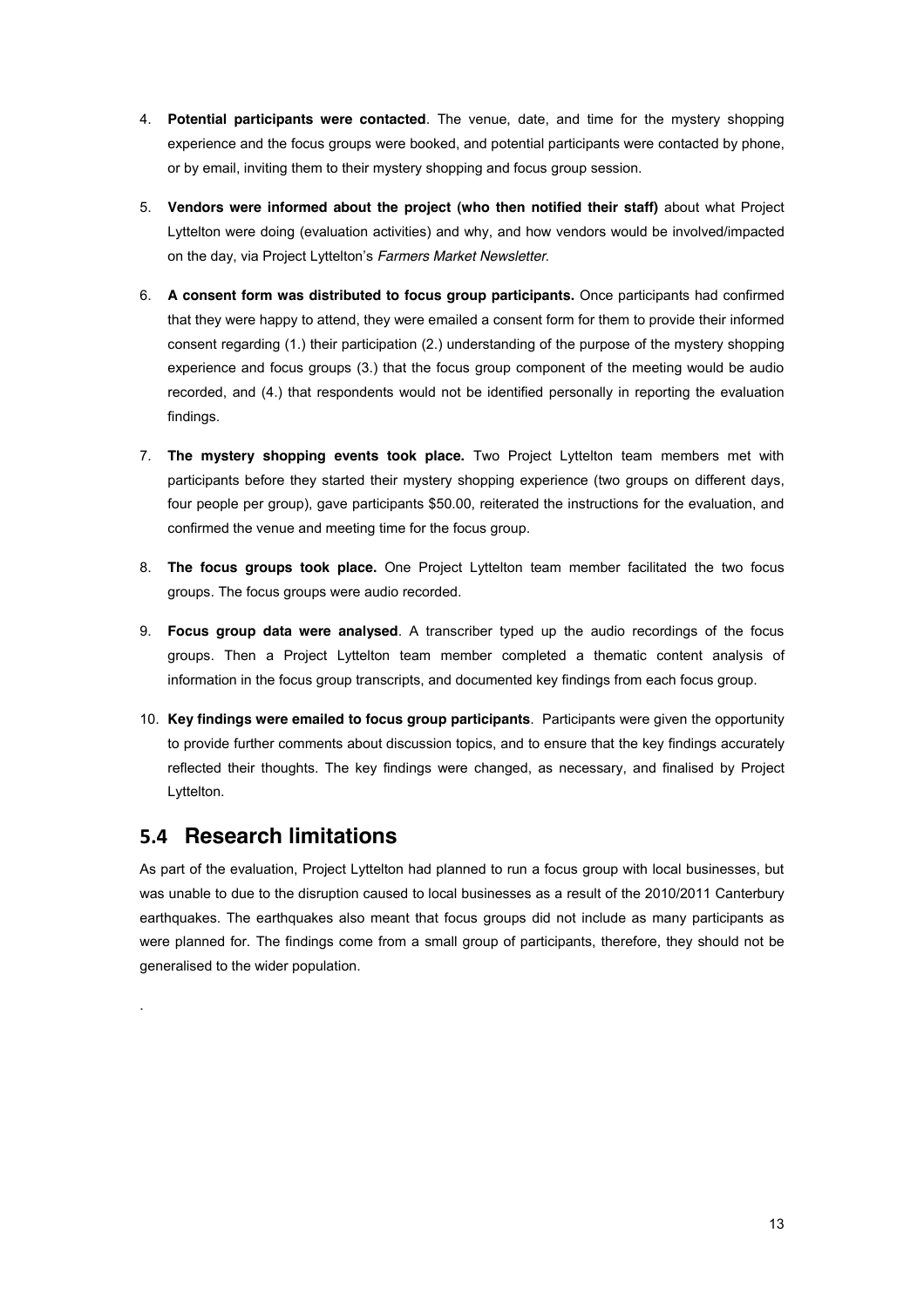4. **Potential participants were contacted**. The venue, date, and time for the mystery shopping experience and the focus groups were booked, and potential participants were contacted by phone, or by email, inviting them to their mystery shopping and focus group session.

5. **Vendors were informed about the project (who then notified their staff)** about what Project Lyttelton were doing (evaluation activities) and why, and how vendors would be involved/impacted on the day, via Project Lyttelton's *Farmers Market Newsletter*.

6. **A consent form was distributed to focus group participants.** Once participants had confirmed that they were happy to attend, they were emailed a consent form for them to provide their informed consent regarding (1.) their participation (2.) understanding of the purpose of the mystery shopping experience and focus groups (3.) that the focus group component of the meeting would be audio recorded, and (4.) that respondents would not be identified personally in reporting the evaluation findings.

7. **The mystery shopping events took place.** Two Project Lyttelton team members met with participants before they started their mystery shopping experience (two groups on different days, four people per group), gave participants $50.00, reiterated the instructions for the evaluation, and confirmed the venue and meeting time for the focus group.

8. **The focus groups took place.** One Project Lyttelton team member facilitated the two focus groups. The focus groups were audio recorded.

9. **Focus group data were analysed**. A transcriber typed up the audio recordings of the focus groups. Then a Project Lyttelton team member completed a thematic content analysis of information in the focus group transcripts, and documented key findings from each focus group.

10. **Key findings were emailed to focus group participants**. Participants were given the opportunity to provide further comments about discussion topics, and to ensure that the key findings accurately reflected their thoughts. The key findings were changed, as necessary, and finalised by Project Lyttelton.

## 5.4 Research limitations

As part of the evaluation, Project Lyttelton had planned to run a focus group with local businesses, but was unable to due to the disruption caused to local businesses as a result of the 2010/2011 Canterbury earthquakes. The earthquakes also meant that focus groups did not include as many participants as were planned for. The findings come from a small group of participants, therefore, they should not be generalised to the wider population.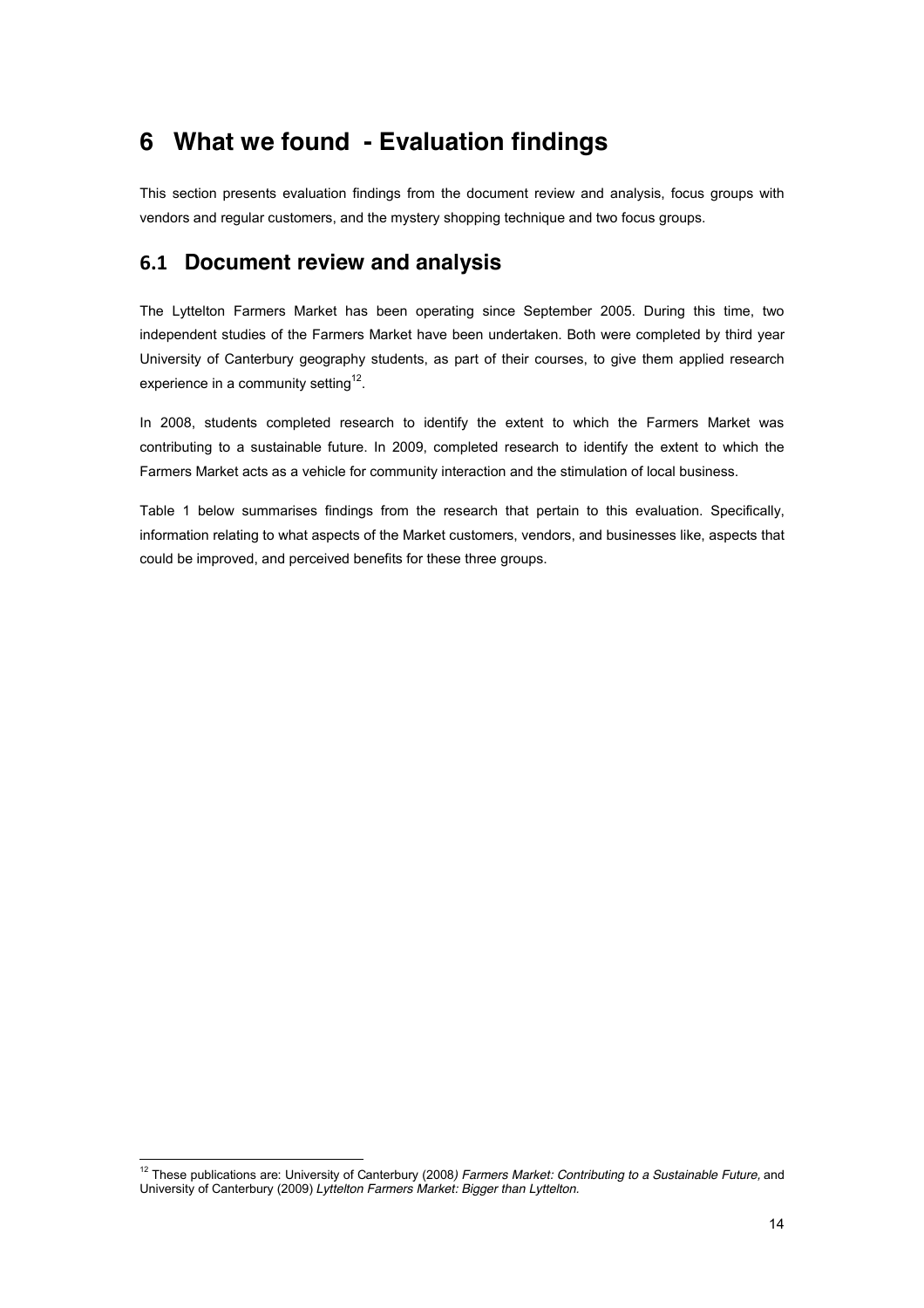# 6 What we found - Evaluation findings

This section presents evaluation findings from the document review and analysis, focus groups with vendors and regular customers, and the mystery shopping technique and two focus groups.

## 6.1 Document review and analysis

The Lyttelton Farmers Market has been operating since September 2005. During this time, two independent studies of the Farmers Market have been undertaken. Both were completed by third year University of Canterbury geography students, as part of their courses, to give them applied research experience in a community setting[12].

In 2008, students completed research to identify the extent to which the Farmers Market was contributing to a sustainable future. In 2009, completed research to identify the extent to which the Farmers Market acts as a vehicle for community interaction and the stimulation of local business.

Table 1 below summarises findings from the research that pertain to this evaluation. Specifically, information relating to what aspects of the Market customers, vendors, and businesses like, aspects that could be improved, and perceived benefits for these three groups.

---

[12] These publications are: University of Canterbury (2008*) Farmers Market: Contributing to a Sustainable Future,* and University of Canterbury (2009) *Lyttelton Farmers Market: Bigger than Lyttelton.*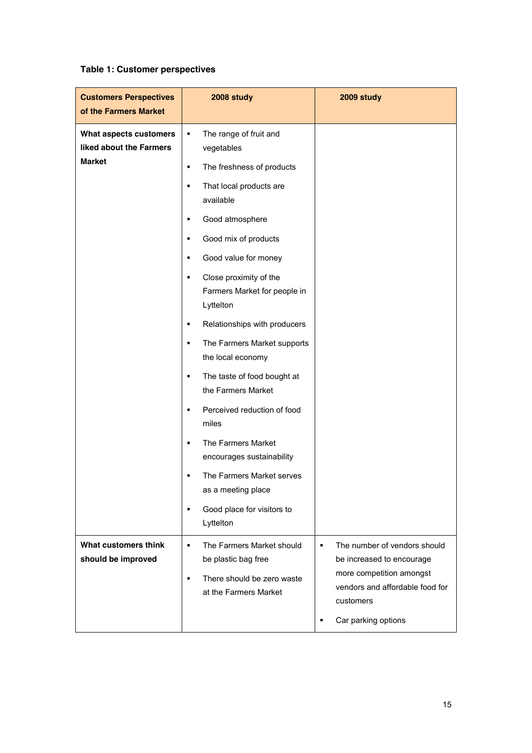**Table 1: Customer perspectives**

| Customers Perspectives of the Farmers Market | 2008 study | 2009 study |
|---|---|---|
| **What aspects customers liked about the Farmers Market** | ▪ The range of fruit and vegetables<br>▪ The freshness of products<br>▪ That local products are available<br>▪ Good atmosphere<br>▪ Good mix of products<br>▪ Good value for money<br>▪ Close proximity of the Farmers Market for people in Lyttelton<br>▪ Relationships with producers<br>▪ The Farmers Market supports the local economy<br>▪ The taste of food bought at the Farmers Market<br>▪ Perceived reduction of food miles<br>▪ The Farmers Market encourages sustainability<br>▪ The Farmers Market serves as a meeting place<br>▪ Good place for visitors to Lyttelton | |
| **What customers think should be improved** | ▪ The Farmers Market should be plastic bag free<br>▪ There should be zero waste at the Farmers Market | ▪ The number of vendors should be increased to encourage more competition amongst vendors and affordable food for customers<br>▪ Car parking options |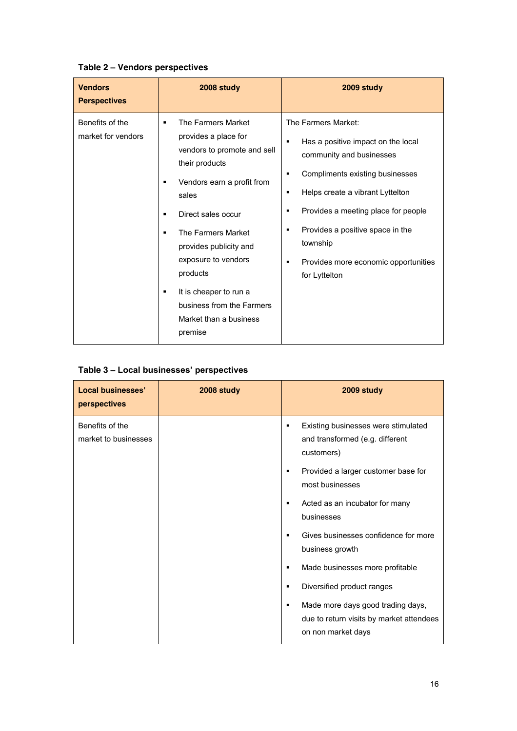**Table 2 – Vendors perspectives**

| Vendors Perspectives | 2008 study | 2009 study |
|---|---|---|
| Benefits of the market for vendors | ▪ The Farmers Market provides a place for vendors to promote and sell their products<br>▪ Vendors earn a profit from sales<br>▪ Direct sales occur<br>▪ The Farmers Market provides publicity and exposure to vendors products<br>▪ It is cheaper to run a business from the Farmers Market than a business premise | The Farmers Market:<br>▪ Has a positive impact on the local community and businesses<br>▪ Compliments existing businesses<br>▪ Helps create a vibrant Lyttelton<br>▪ Provides a meeting place for people<br>▪ Provides a positive space in the township<br>▪ Provides more economic opportunities for Lyttelton |

**Table 3 – Local businesses' perspectives**

| Local businesses' perspectives | 2008 study | 2009 study |
|---|---|---|
| Benefits of the market to businesses | | ▪ Existing businesses were stimulated and transformed (e.g. different customers)<br>▪ Provided a larger customer base for most businesses<br>▪ Acted as an incubator for many businesses<br>▪ Gives businesses confidence for more business growth<br>▪ Made businesses more profitable<br>▪ Diversified product ranges<br>▪ Made more days good trading days, due to return visits by market attendees on non market days |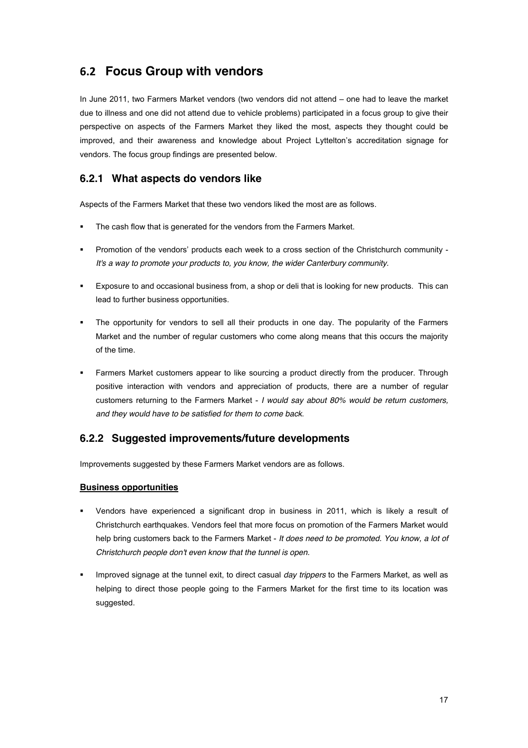## 6.2 Focus Group with vendors

In June 2011, two Farmers Market vendors (two vendors did not attend – one had to leave the market due to illness and one did not attend due to vehicle problems) participated in a focus group to give their perspective on aspects of the Farmers Market they liked the most, aspects they thought could be improved, and their awareness and knowledge about Project Lyttelton's accreditation signage for vendors. The focus group findings are presented below.

### 6.2.1 What aspects do vendors like

Aspects of the Farmers Market that these two vendors liked the most are as follows.

- The cash flow that is generated for the vendors from the Farmers Market.
- Promotion of the vendors' products each week to a cross section of the Christchurch community - *It's a way to promote your products to, you know, the wider Canterbury community.*
- Exposure to and occasional business from, a shop or deli that is looking for new products. This can lead to further business opportunities.
- The opportunity for vendors to sell all their products in one day. The popularity of the Farmers Market and the number of regular customers who come along means that this occurs the majority of the time.
- Farmers Market customers appear to like sourcing a product directly from the producer. Through positive interaction with vendors and appreciation of products, there are a number of regular customers returning to the Farmers Market - *I would say about 80% would be return customers, and they would have to be satisfied for them to come back*.

### 6.2.2 Suggested improvements/future developments

Improvements suggested by these Farmers Market vendors are as follows.

**Business opportunities**

- Vendors have experienced a significant drop in business in 2011, which is likely a result of Christchurch earthquakes. Vendors feel that more focus on promotion of the Farmers Market would help bring customers back to the Farmers Market - *It does need to be promoted. You know, a lot of Christchurch people don't even know that the tunnel is open.*
- Improved signage at the tunnel exit, to direct casual *day trippers* to the Farmers Market, as well as helping to direct those people going to the Farmers Market for the first time to its location was suggested.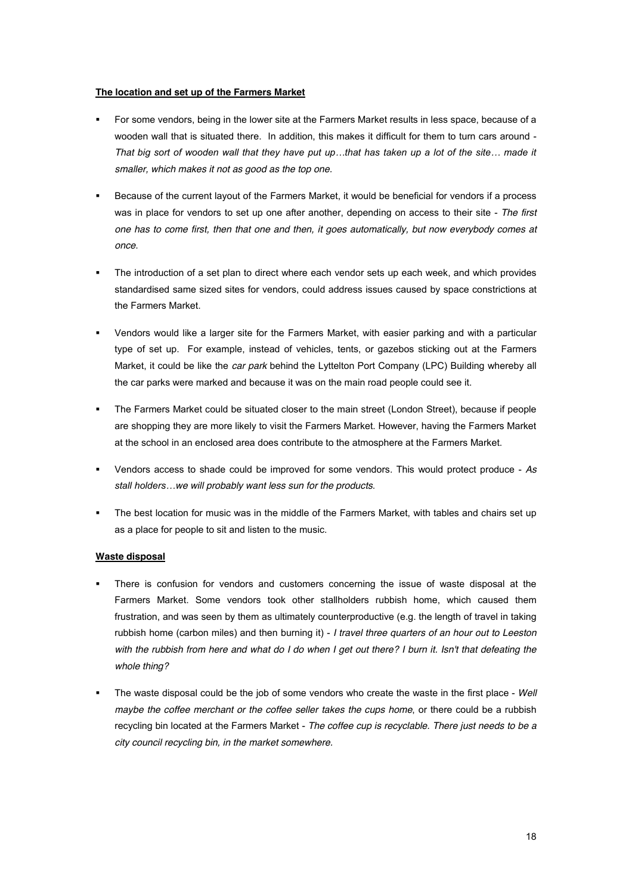**The location and set up of the Farmers Market**

- For some vendors, being in the lower site at the Farmers Market results in less space, because of a wooden wall that is situated there. In addition, this makes it difficult for them to turn cars around - *That big sort of wooden wall that they have put up…that has taken up a lot of the site… made it smaller, which makes it not as good as the top one.*
- Because of the current layout of the Farmers Market, it would be beneficial for vendors if a process was in place for vendors to set up one after another, depending on access to their site - *The first one has to come first, then that one and then, it goes automatically, but now everybody comes at once.*
- The introduction of a set plan to direct where each vendor sets up each week, and which provides standardised same sized sites for vendors, could address issues caused by space constrictions at the Farmers Market.
- Vendors would like a larger site for the Farmers Market, with easier parking and with a particular type of set up. For example, instead of vehicles, tents, or gazebos sticking out at the Farmers Market, it could be like the *car park* behind the Lyttelton Port Company (LPC) Building whereby all the car parks were marked and because it was on the main road people could see it.
- The Farmers Market could be situated closer to the main street (London Street), because if people are shopping they are more likely to visit the Farmers Market. However, having the Farmers Market at the school in an enclosed area does contribute to the atmosphere at the Farmers Market.
- Vendors access to shade could be improved for some vendors. This would protect produce - *As stall holders…we will probably want less sun for the products.*
- The best location for music was in the middle of the Farmers Market, with tables and chairs set up as a place for people to sit and listen to the music.

**Waste disposal**

- There is confusion for vendors and customers concerning the issue of waste disposal at the Farmers Market. Some vendors took other stallholders rubbish home, which caused them frustration, and was seen by them as ultimately counterproductive (e.g. the length of travel in taking rubbish home (carbon miles) and then burning it) - *I travel three quarters of an hour out to Leeston with the rubbish from here and what do I do when I get out there? I burn it. Isn't that defeating the whole thing?*
- The waste disposal could be the job of some vendors who create the waste in the first place - *Well maybe the coffee merchant or the coffee seller takes the cups home*, or there could be a rubbish recycling bin located at the Farmers Market - *The coffee cup is recyclable. There just needs to be a city council recycling bin, in the market somewhere.*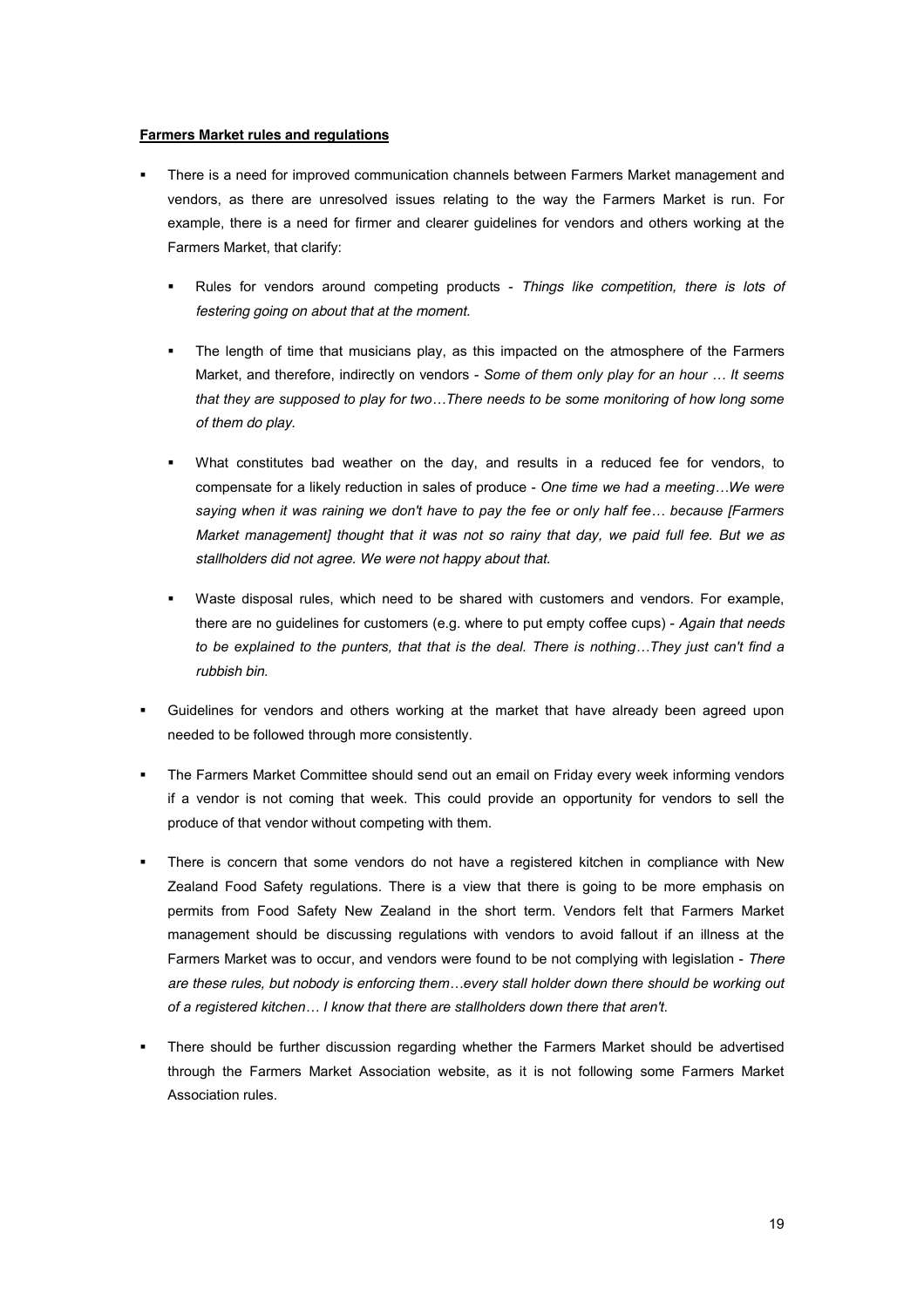**Farmers Market rules and regulations**

- There is a need for improved communication channels between Farmers Market management and vendors, as there are unresolved issues relating to the way the Farmers Market is run. For example, there is a need for firmer and clearer guidelines for vendors and others working at the Farmers Market, that clarify:
  - Rules for vendors around competing products - *Things like competition, there is lots of festering going on about that at the moment.*
  - The length of time that musicians play, as this impacted on the atmosphere of the Farmers Market, and therefore, indirectly on vendors - *Some of them only play for an hour … It seems that they are supposed to play for two…There needs to be some monitoring of how long some of them do play.*
  - What constitutes bad weather on the day, and results in a reduced fee for vendors, to compensate for a likely reduction in sales of produce - *One time we had a meeting…We were saying when it was raining we don't have to pay the fee or only half fee… because [Farmers Market management] thought that it was not so rainy that day, we paid full fee. But we as stallholders did not agree. We were not happy about that.*
  - Waste disposal rules, which need to be shared with customers and vendors. For example, there are no guidelines for customers (e.g. where to put empty coffee cups) - *Again that needs to be explained to the punters, that that is the deal. There is nothing…They just can't find a rubbish bin.*
- Guidelines for vendors and others working at the market that have already been agreed upon needed to be followed through more consistently.
- The Farmers Market Committee should send out an email on Friday every week informing vendors if a vendor is not coming that week. This could provide an opportunity for vendors to sell the produce of that vendor without competing with them.
- There is concern that some vendors do not have a registered kitchen in compliance with New Zealand Food Safety regulations. There is a view that there is going to be more emphasis on permits from Food Safety New Zealand in the short term. Vendors felt that Farmers Market management should be discussing regulations with vendors to avoid fallout if an illness at the Farmers Market was to occur, and vendors were found to be not complying with legislation - *There are these rules, but nobody is enforcing them…every stall holder down there should be working out of a registered kitchen… I know that there are stallholders down there that aren't.*
- There should be further discussion regarding whether the Farmers Market should be advertised through the Farmers Market Association website, as it is not following some Farmers Market Association rules.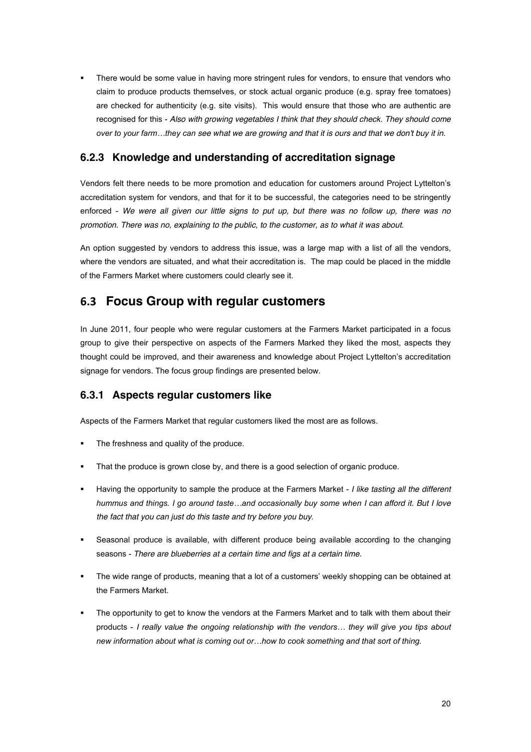- There would be some value in having more stringent rules for vendors, to ensure that vendors who claim to produce products themselves, or stock actual organic produce (e.g. spray free tomatoes) are checked for authenticity (e.g. site visits). This would ensure that those who are authentic are recognised for this - *Also with growing vegetables I think that they should check. They should come over to your farm…they can see what we are growing and that it is ours and that we don't buy it in.*

### 6.2.3 Knowledge and understanding of accreditation signage

Vendors felt there needs to be more promotion and education for customers around Project Lyttelton's accreditation system for vendors, and that for it to be successful, the categories need to be stringently enforced - *We were all given our little signs to put up, but there was no follow up, there was no promotion. There was no, explaining to the public, to the customer, as to what it was about.*

An option suggested by vendors to address this issue, was a large map with a list of all the vendors, where the vendors are situated, and what their accreditation is. The map could be placed in the middle of the Farmers Market where customers could clearly see it.

## 6.3 Focus Group with regular customers

In June 2011, four people who were regular customers at the Farmers Market participated in a focus group to give their perspective on aspects of the Farmers Marked they liked the most, aspects they thought could be improved, and their awareness and knowledge about Project Lyttelton's accreditation signage for vendors. The focus group findings are presented below.

### 6.3.1 Aspects regular customers like

Aspects of the Farmers Market that regular customers liked the most are as follows.

- The freshness and quality of the produce.
- That the produce is grown close by, and there is a good selection of organic produce.
- Having the opportunity to sample the produce at the Farmers Market - *I like tasting all the different hummus and things. I go around taste…and occasionally buy some when I can afford it. But I love the fact that you can just do this taste and try before you buy.*
- Seasonal produce is available, with different produce being available according to the changing seasons - *There are blueberries at a certain time and figs at a certain time.*
- The wide range of products, meaning that a lot of a customers' weekly shopping can be obtained at the Farmers Market.
- The opportunity to get to know the vendors at the Farmers Market and to talk with them about their products - *I really value the ongoing relationship with the vendors… they will give you tips about new information about what is coming out or…how to cook something and that sort of thing.*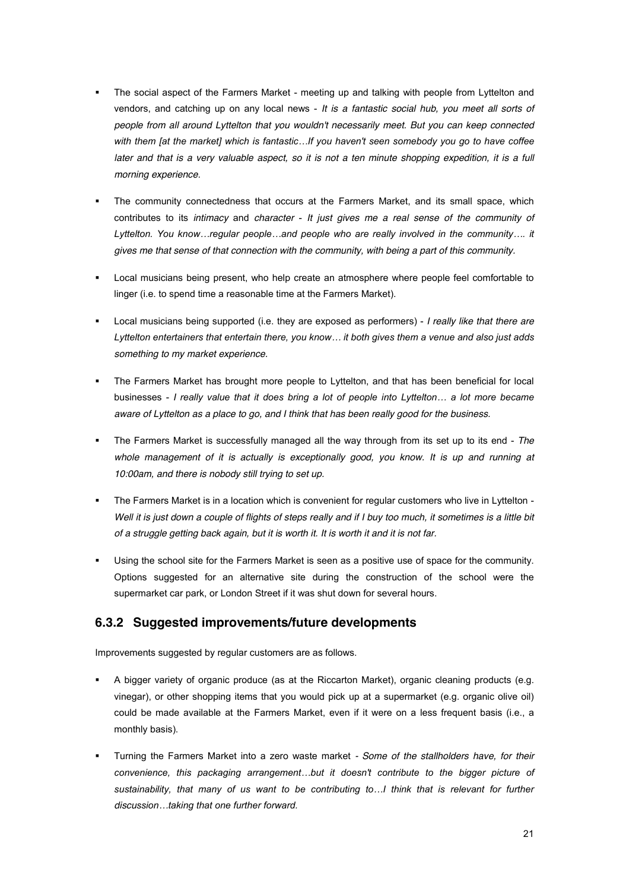- The social aspect of the Farmers Market - meeting up and talking with people from Lyttelton and vendors, and catching up on any local news - *It is a fantastic social hub, you meet all sorts of people from all around Lyttelton that you wouldn't necessarily meet. But you can keep connected with them [at the market] which is fantastic…If you haven't seen somebody you go to have coffee later and that is a very valuable aspect, so it is not a ten minute shopping expedition, it is a full morning experience.*

- The community connectedness that occurs at the Farmers Market, and its small space, which contributes to its *intimacy* and *character* - *It just gives me a real sense of the community of Lyttelton. You know…regular people…and people who are really involved in the community…. it gives me that sense of that connection with the community, with being a part of this community.*

- Local musicians being present, who help create an atmosphere where people feel comfortable to linger (i.e. to spend time a reasonable time at the Farmers Market).

- Local musicians being supported (i.e. they are exposed as performers) - *I really like that there are Lyttelton entertainers that entertain there, you know… it both gives them a venue and also just adds something to my market experience.*

- The Farmers Market has brought more people to Lyttelton, and that has been beneficial for local businesses - *I really value that it does bring a lot of people into Lyttelton… a lot more became aware of Lyttelton as a place to go, and I think that has been really good for the business.*

- The Farmers Market is successfully managed all the way through from its set up to its end - *The whole management of it is actually is exceptionally good, you know. It is up and running at 10:00am, and there is nobody still trying to set up.*

- The Farmers Market is in a location which is convenient for regular customers who live in Lyttelton - *Well it is just down a couple of flights of steps really and if I buy too much, it sometimes is a little bit of a struggle getting back again, but it is worth it. It is worth it and it is not far.*

- Using the school site for the Farmers Market is seen as a positive use of space for the community. Options suggested for an alternative site during the construction of the school were the supermarket car park, or London Street if it was shut down for several hours.

### 6.3.2 Suggested improvements/future developments

Improvements suggested by regular customers are as follows.

- A bigger variety of organic produce (as at the Riccarton Market), organic cleaning products (e.g. vinegar), or other shopping items that you would pick up at a supermarket (e.g. organic olive oil) could be made available at the Farmers Market, even if it were on a less frequent basis (i.e., a monthly basis).

- Turning the Farmers Market into a zero waste market - *Some of the stallholders have, for their convenience, this packaging arrangement…but it doesn't contribute to the bigger picture of sustainability, that many of us want to be contributing to…I think that is relevant for further discussion…taking that one further forward.*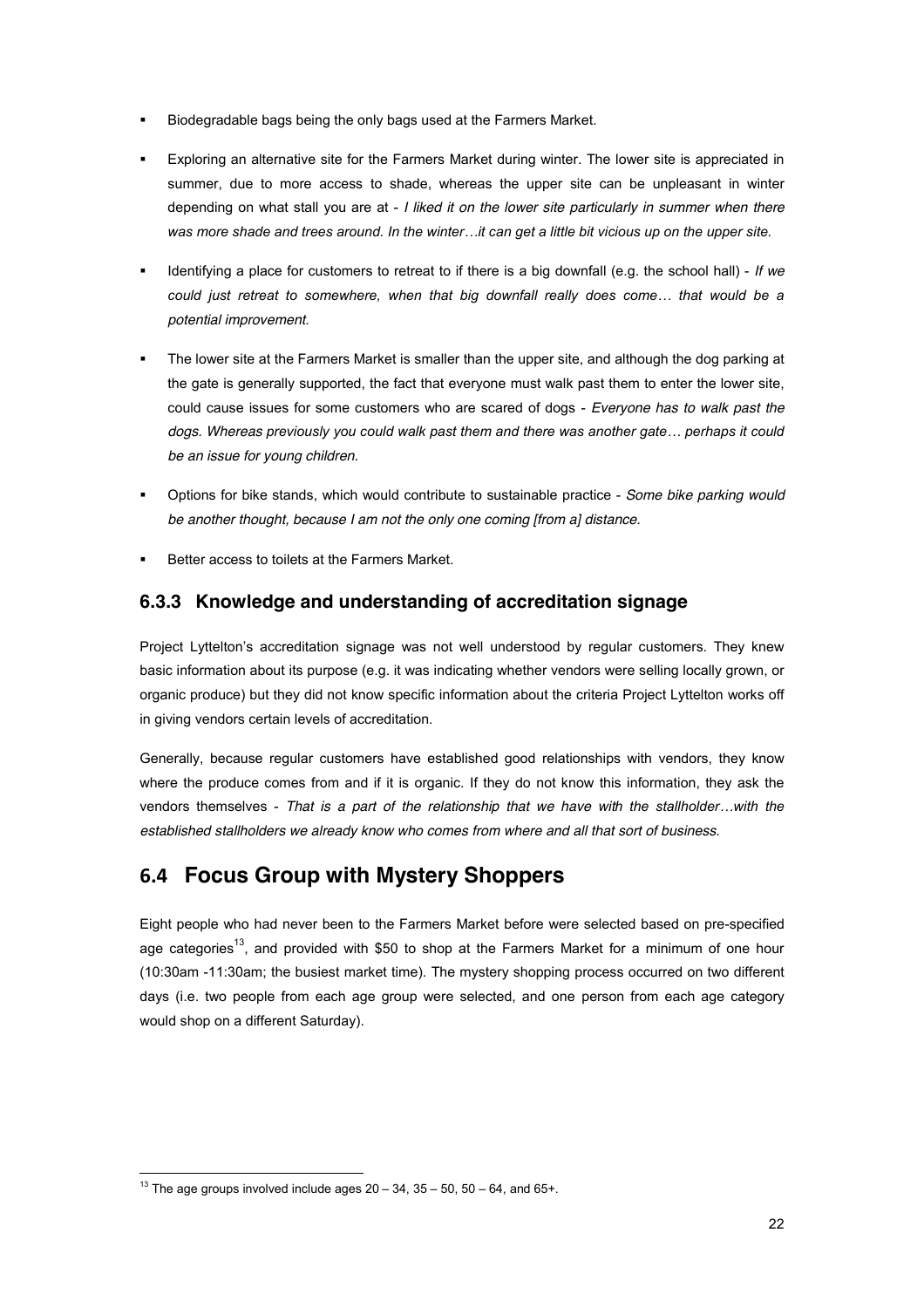- Biodegradable bags being the only bags used at the Farmers Market.
- Exploring an alternative site for the Farmers Market during winter. The lower site is appreciated in summer, due to more access to shade, whereas the upper site can be unpleasant in winter depending on what stall you are at - *I liked it on the lower site particularly in summer when there was more shade and trees around. In the winter…it can get a little bit vicious up on the upper site.*
- Identifying a place for customers to retreat to if there is a big downfall (e.g. the school hall) - *If we could just retreat to somewhere, when that big downfall really does come… that would be a potential improvement.*
- The lower site at the Farmers Market is smaller than the upper site, and although the dog parking at the gate is generally supported, the fact that everyone must walk past them to enter the lower site, could cause issues for some customers who are scared of dogs - *Everyone has to walk past the dogs. Whereas previously you could walk past them and there was another gate… perhaps it could be an issue for young children.*
- Options for bike stands, which would contribute to sustainable practice - *Some bike parking would be another thought, because I am not the only one coming [from a] distance.*
- Better access to toilets at the Farmers Market.

### 6.3.3 Knowledge and understanding of accreditation signage

Project Lyttelton's accreditation signage was not well understood by regular customers. They knew basic information about its purpose (e.g. it was indicating whether vendors were selling locally grown, or organic produce) but they did not know specific information about the criteria Project Lyttelton works off in giving vendors certain levels of accreditation.

Generally, because regular customers have established good relationships with vendors, they know where the produce comes from and if it is organic. If they do not know this information, they ask the vendors themselves - *That is a part of the relationship that we have with the stallholder…with the established stallholders we already know who comes from where and all that sort of business.*

## 6.4 Focus Group with Mystery Shoppers

Eight people who had never been to the Farmers Market before were selected based on pre-specified age categories[13], and provided with $50 to shop at the Farmers Market for a minimum of one hour (10:30am -11:30am; the busiest market time). The mystery shopping process occurred on two different days (i.e. two people from each age group were selected, and one person from each age category would shop on a different Saturday).

[13] The age groups involved include ages 20 – 34, 35 – 50, 50 – 64, and 65+.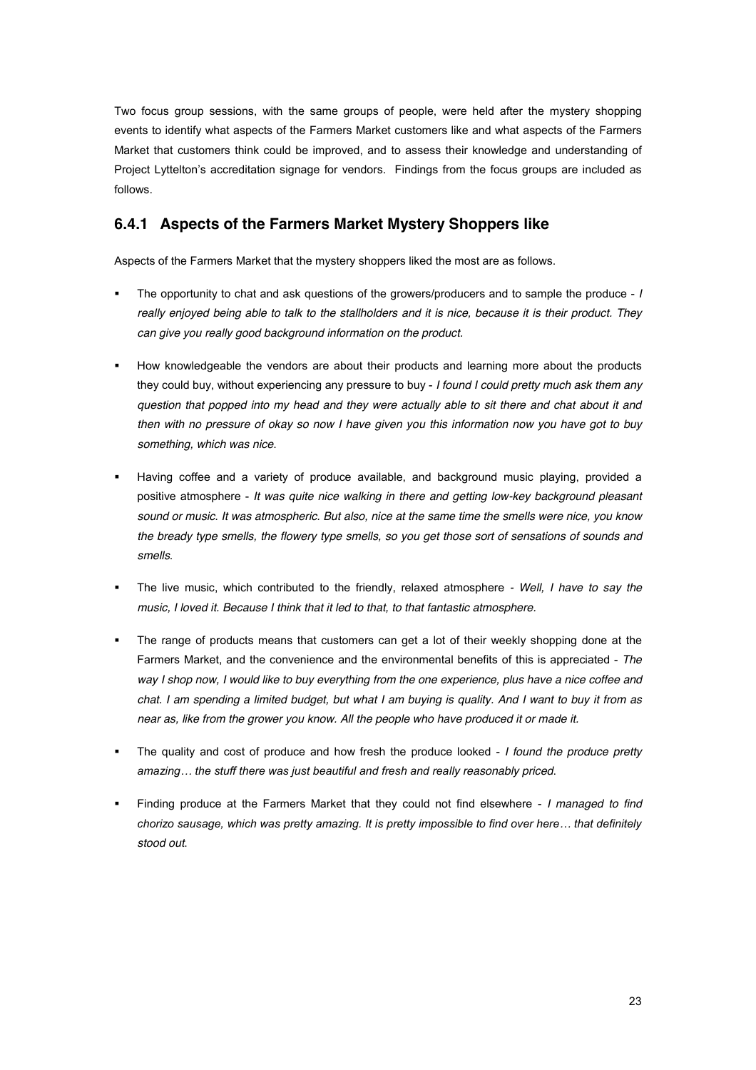Two focus group sessions, with the same groups of people, were held after the mystery shopping events to identify what aspects of the Farmers Market customers like and what aspects of the Farmers Market that customers think could be improved, and to assess their knowledge and understanding of Project Lyttelton's accreditation signage for vendors. Findings from the focus groups are included as follows.

### 6.4.1 Aspects of the Farmers Market Mystery Shoppers like

Aspects of the Farmers Market that the mystery shoppers liked the most are as follows.

- The opportunity to chat and ask questions of the growers/producers and to sample the produce - *I really enjoyed being able to talk to the stallholders and it is nice, because it is their product. They can give you really good background information on the product.*
- How knowledgeable the vendors are about their products and learning more about the products they could buy, without experiencing any pressure to buy - *I found I could pretty much ask them any question that popped into my head and they were actually able to sit there and chat about it and then with no pressure of okay so now I have given you this information now you have got to buy something, which was nice.*
- Having coffee and a variety of produce available, and background music playing, provided a positive atmosphere - *It was quite nice walking in there and getting low-key background pleasant sound or music. It was atmospheric. But also, nice at the same time the smells were nice, you know the bready type smells, the flowery type smells, so you get those sort of sensations of sounds and smells.*
- The live music, which contributed to the friendly, relaxed atmosphere - *Well, I have to say the music, I loved it. Because I think that it led to that, to that fantastic atmosphere.*
- The range of products means that customers can get a lot of their weekly shopping done at the Farmers Market, and the convenience and the environmental benefits of this is appreciated - *The way I shop now, I would like to buy everything from the one experience, plus have a nice coffee and chat. I am spending a limited budget, but what I am buying is quality. And I want to buy it from as near as, like from the grower you know. All the people who have produced it or made it.*
- The quality and cost of produce and how fresh the produce looked - *I found the produce pretty amazing… the stuff there was just beautiful and fresh and really reasonably priced.*
- Finding produce at the Farmers Market that they could not find elsewhere - *I managed to find chorizo sausage, which was pretty amazing. It is pretty impossible to find over here… that definitely stood out.*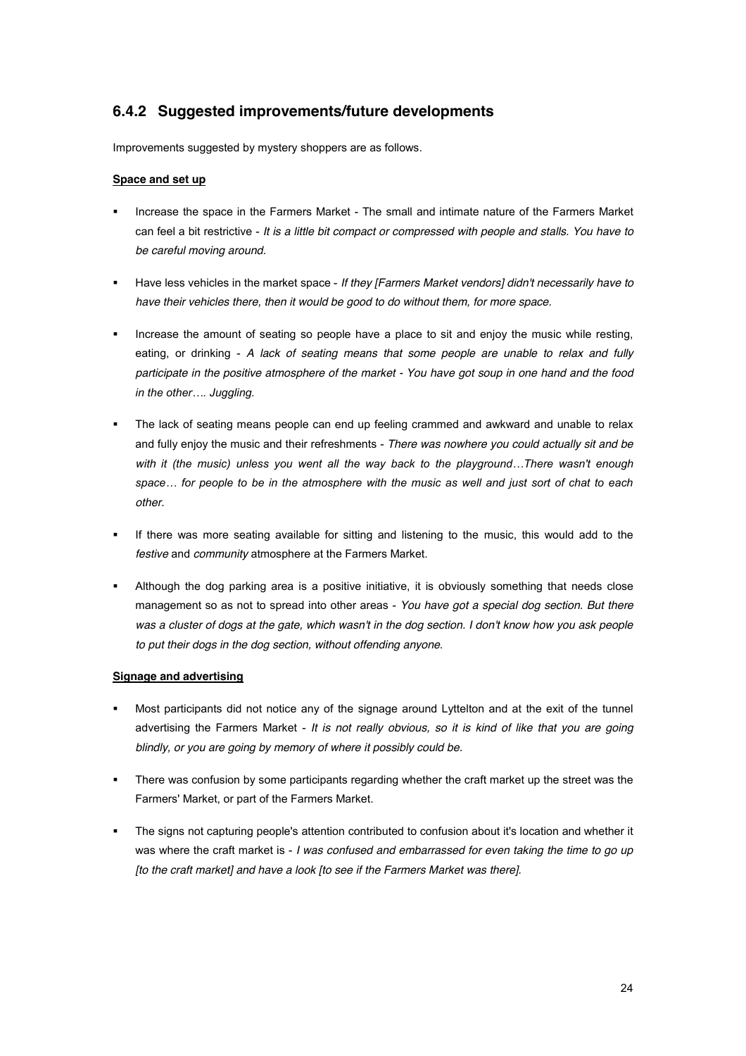### 6.4.2 Suggested improvements/future developments

Improvements suggested by mystery shoppers are as follows.

**Space and set up**

- Increase the space in the Farmers Market - The small and intimate nature of the Farmers Market can feel a bit restrictive - *It is a little bit compact or compressed with people and stalls. You have to be careful moving around.*
- Have less vehicles in the market space - *If they [Farmers Market vendors] didn't necessarily have to have their vehicles there, then it would be good to do without them, for more space.*
- Increase the amount of seating so people have a place to sit and enjoy the music while resting, eating, or drinking - *A lack of seating means that some people are unable to relax and fully participate in the positive atmosphere of the market - You have got soup in one hand and the food in the other…. Juggling.*
- The lack of seating means people can end up feeling crammed and awkward and unable to relax and fully enjoy the music and their refreshments - *There was nowhere you could actually sit and be with it (the music) unless you went all the way back to the playground…There wasn't enough space… for people to be in the atmosphere with the music as well and just sort of chat to each other.*
- If there was more seating available for sitting and listening to the music, this would add to the *festive* and *community* atmosphere at the Farmers Market.
- Although the dog parking area is a positive initiative, it is obviously something that needs close management so as not to spread into other areas - *You have got a special dog section. But there was a cluster of dogs at the gate, which wasn't in the dog section. I don't know how you ask people to put their dogs in the dog section, without offending anyone.*

**Signage and advertising**

- Most participants did not notice any of the signage around Lyttelton and at the exit of the tunnel advertising the Farmers Market - *It is not really obvious, so it is kind of like that you are going blindly, or you are going by memory of where it possibly could be.*
- There was confusion by some participants regarding whether the craft market up the street was the Farmers' Market, or part of the Farmers Market.
- The signs not capturing people's attention contributed to confusion about it's location and whether it was where the craft market is - *I was confused and embarrassed for even taking the time to go up [to the craft market] and have a look [to see if the Farmers Market was there].*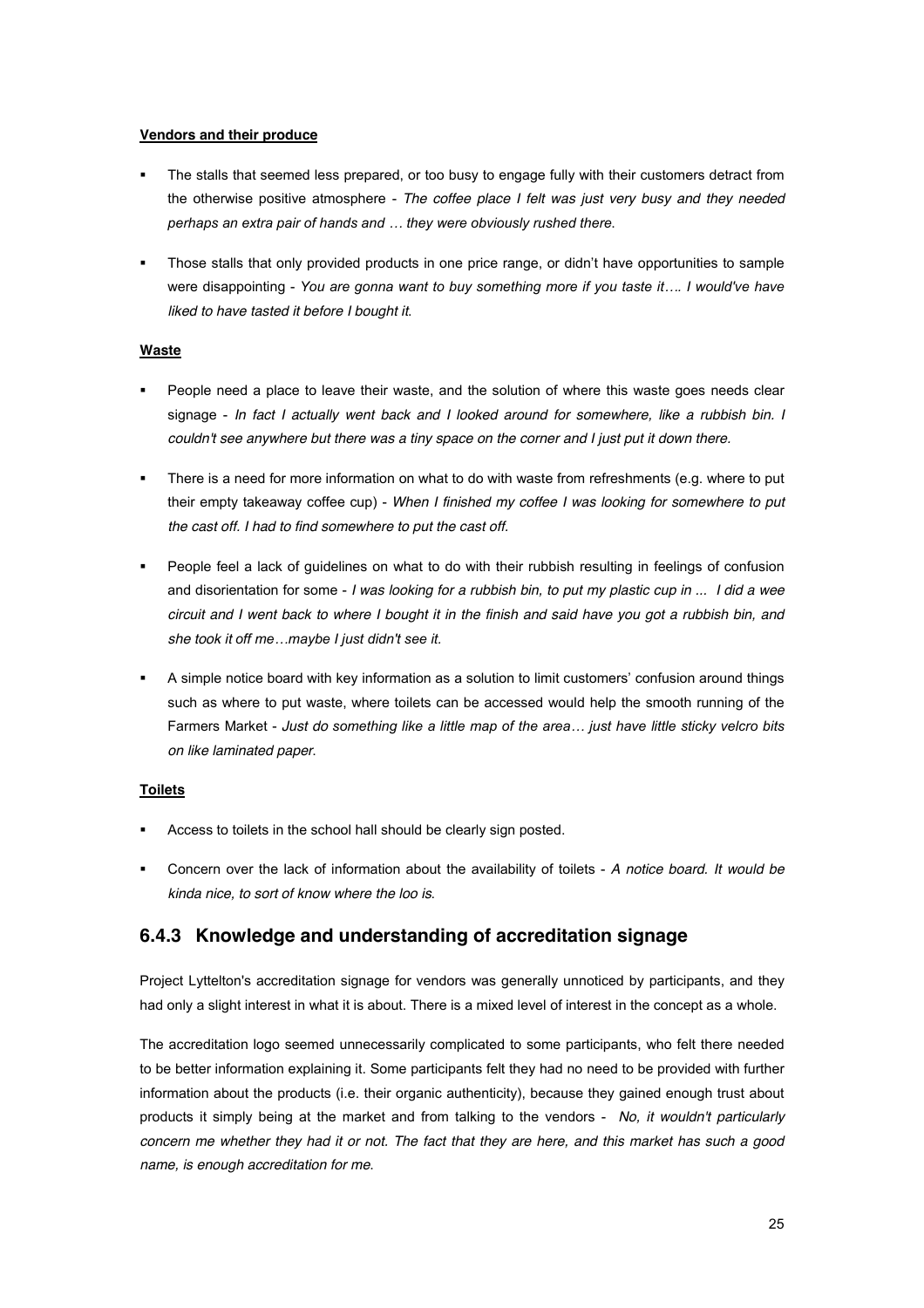**Vendors and their produce**

- The stalls that seemed less prepared, or too busy to engage fully with their customers detract from the otherwise positive atmosphere - *The coffee place I felt was just very busy and they needed perhaps an extra pair of hands and … they were obviously rushed there.*

- Those stalls that only provided products in one price range, or didn't have opportunities to sample were disappointing - *You are gonna want to buy something more if you taste it…. I would've have liked to have tasted it before I bought it.*

**Waste**

- People need a place to leave their waste, and the solution of where this waste goes needs clear signage - *In fact I actually went back and I looked around for somewhere, like a rubbish bin. I couldn't see anywhere but there was a tiny space on the corner and I just put it down there.*

- There is a need for more information on what to do with waste from refreshments (e.g. where to put their empty takeaway coffee cup) - *When I finished my coffee I was looking for somewhere to put the cast off. I had to find somewhere to put the cast off.*

- People feel a lack of guidelines on what to do with their rubbish resulting in feelings of confusion and disorientation for some - *I was looking for a rubbish bin, to put my plastic cup in ... I did a wee circuit and I went back to where I bought it in the finish and said have you got a rubbish bin, and she took it off me…maybe I just didn't see it.*

- A simple notice board with key information as a solution to limit customers' confusion around things such as where to put waste, where toilets can be accessed would help the smooth running of the Farmers Market - *Just do something like a little map of the area… just have little sticky velcro bits on like laminated paper.*

**Toilets**

- Access to toilets in the school hall should be clearly sign posted.

- Concern over the lack of information about the availability of toilets - *A notice board. It would be kinda nice, to sort of know where the loo is.*

### 6.4.3 Knowledge and understanding of accreditation signage

Project Lyttelton's accreditation signage for vendors was generally unnoticed by participants, and they had only a slight interest in what it is about. There is a mixed level of interest in the concept as a whole.

The accreditation logo seemed unnecessarily complicated to some participants, who felt there needed to be better information explaining it. Some participants felt they had no need to be provided with further information about the products (i.e. their organic authenticity), because they gained enough trust about products it simply being at the market and from talking to the vendors - *No, it wouldn't particularly concern me whether they had it or not. The fact that they are here, and this market has such a good name, is enough accreditation for me.*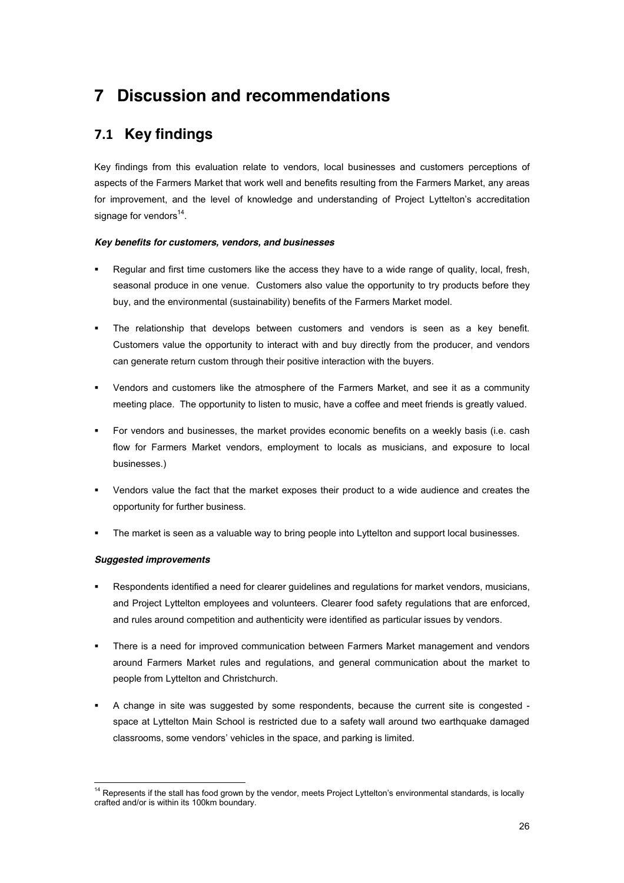# 7 Discussion and recommendations

## 7.1 Key findings

Key findings from this evaluation relate to vendors, local businesses and customers perceptions of aspects of the Farmers Market that work well and benefits resulting from the Farmers Market, any areas for improvement, and the level of knowledge and understanding of Project Lyttelton's accreditation signage for vendors[14].

***Key benefits for customers, vendors, and businesses***

- Regular and first time customers like the access they have to a wide range of quality, local, fresh, seasonal produce in one venue. Customers also value the opportunity to try products before they buy, and the environmental (sustainability) benefits of the Farmers Market model.
- The relationship that develops between customers and vendors is seen as a key benefit. Customers value the opportunity to interact with and buy directly from the producer, and vendors can generate return custom through their positive interaction with the buyers.
- Vendors and customers like the atmosphere of the Farmers Market, and see it as a community meeting place. The opportunity to listen to music, have a coffee and meet friends is greatly valued.
- For vendors and businesses, the market provides economic benefits on a weekly basis (i.e. cash flow for Farmers Market vendors, employment to locals as musicians, and exposure to local businesses.)
- Vendors value the fact that the market exposes their product to a wide audience and creates the opportunity for further business.
- The market is seen as a valuable way to bring people into Lyttelton and support local businesses.

***Suggested improvements***

- Respondents identified a need for clearer guidelines and regulations for market vendors, musicians, and Project Lyttelton employees and volunteers. Clearer food safety regulations that are enforced, and rules around competition and authenticity were identified as particular issues by vendors.
- There is a need for improved communication between Farmers Market management and vendors around Farmers Market rules and regulations, and general communication about the market to people from Lyttelton and Christchurch.
- A change in site was suggested by some respondents, because the current site is congested - space at Lyttelton Main School is restricted due to a safety wall around two earthquake damaged classrooms, some vendors' vehicles in the space, and parking is limited.

[14] Represents if the stall has food grown by the vendor, meets Project Lyttelton's environmental standards, is locally crafted and/or is within its 100km boundary.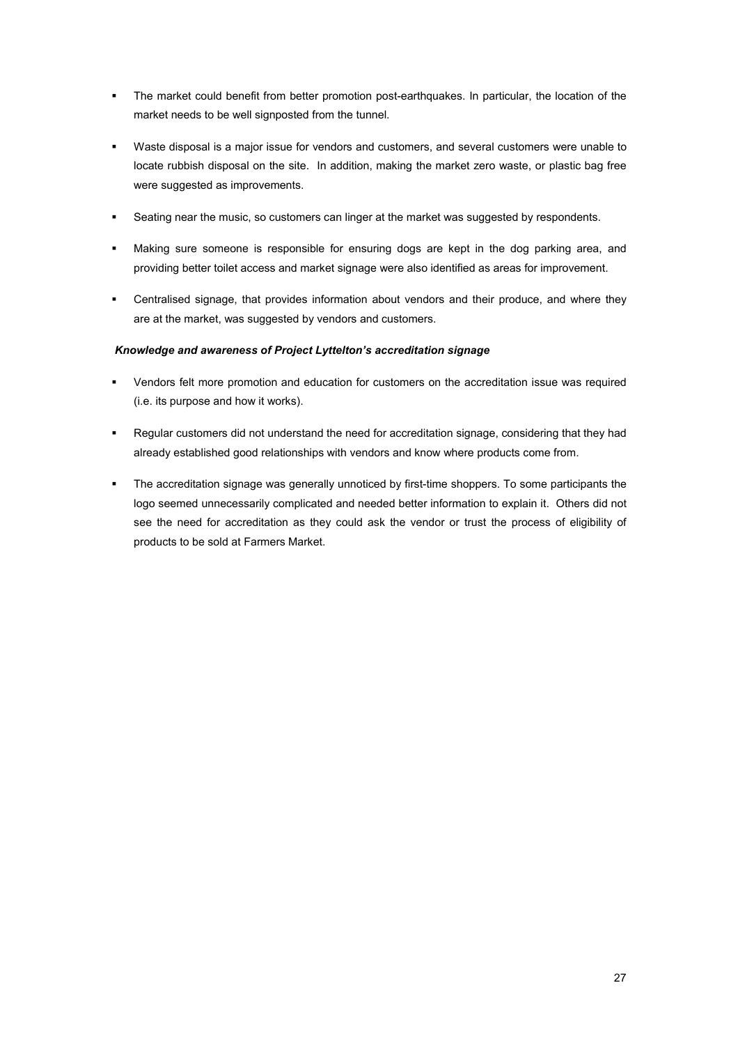- The market could benefit from better promotion post-earthquakes. In particular, the location of the market needs to be well signposted from the tunnel.

- Waste disposal is a major issue for vendors and customers, and several customers were unable to locate rubbish disposal on the site. In addition, making the market zero waste, or plastic bag free were suggested as improvements.

- Seating near the music, so customers can linger at the market was suggested by respondents.

- Making sure someone is responsible for ensuring dogs are kept in the dog parking area, and providing better toilet access and market signage were also identified as areas for improvement.

- Centralised signage, that provides information about vendors and their produce, and where they are at the market, was suggested by vendors and customers.

***Knowledge and awareness of Project Lyttelton's accreditation signage***

- Vendors felt more promotion and education for customers on the accreditation issue was required (i.e. its purpose and how it works).

- Regular customers did not understand the need for accreditation signage, considering that they had already established good relationships with vendors and know where products come from.

- The accreditation signage was generally unnoticed by first-time shoppers. To some participants the logo seemed unnecessarily complicated and needed better information to explain it. Others did not see the need for accreditation as they could ask the vendor or trust the process of eligibility of products to be sold at Farmers Market.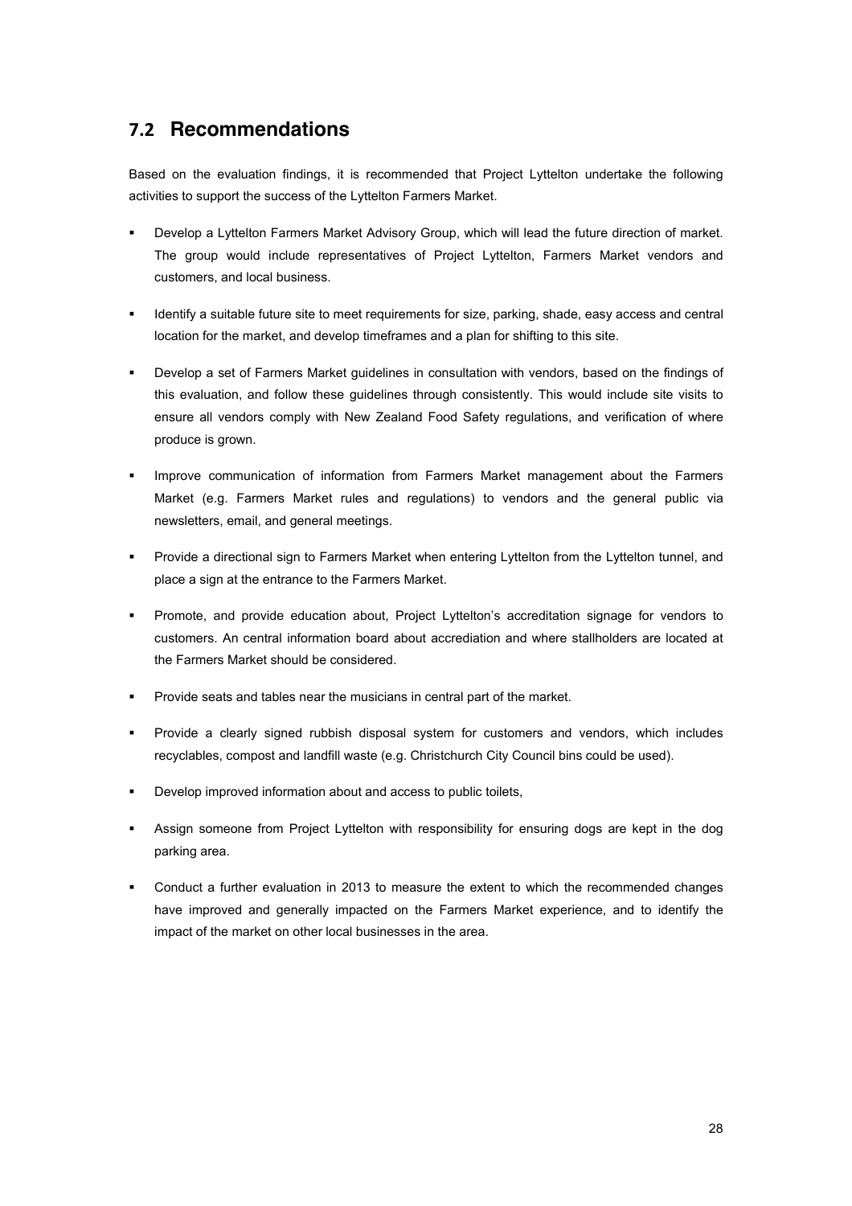## 7.2 Recommendations

Based on the evaluation findings, it is recommended that Project Lyttelton undertake the following activities to support the success of the Lyttelton Farmers Market.

- Develop a Lyttelton Farmers Market Advisory Group, which will lead the future direction of market. The group would include representatives of Project Lyttelton, Farmers Market vendors and customers, and local business.
- Identify a suitable future site to meet requirements for size, parking, shade, easy access and central location for the market, and develop timeframes and a plan for shifting to this site.
- Develop a set of Farmers Market guidelines in consultation with vendors, based on the findings of this evaluation, and follow these guidelines through consistently. This would include site visits to ensure all vendors comply with New Zealand Food Safety regulations, and verification of where produce is grown.
- Improve communication of information from Farmers Market management about the Farmers Market (e.g. Farmers Market rules and regulations) to vendors and the general public via newsletters, email, and general meetings.
- Provide a directional sign to Farmers Market when entering Lyttelton from the Lyttelton tunnel, and place a sign at the entrance to the Farmers Market.
- Promote, and provide education about, Project Lyttelton's accreditation signage for vendors to customers. An central information board about accrediation and where stallholders are located at the Farmers Market should be considered.
- Provide seats and tables near the musicians in central part of the market.
- Provide a clearly signed rubbish disposal system for customers and vendors, which includes recyclables, compost and landfill waste (e.g. Christchurch City Council bins could be used).
- Develop improved information about and access to public toilets,
- Assign someone from Project Lyttelton with responsibility for ensuring dogs are kept in the dog parking area.
- Conduct a further evaluation in 2013 to measure the extent to which the recommended changes have improved and generally impacted on the Farmers Market experience, and to identify the impact of the market on other local businesses in the area.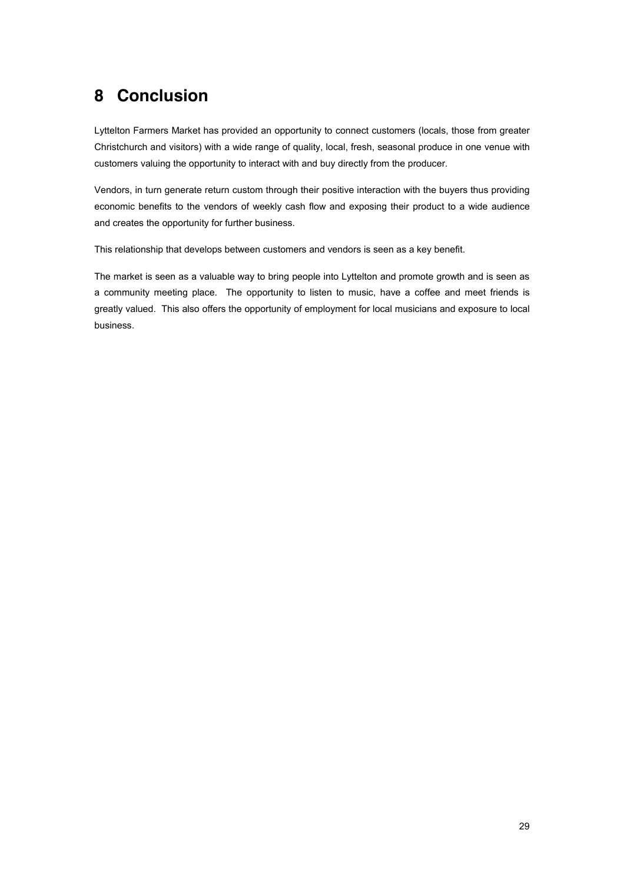# 8 Conclusion

Lyttelton Farmers Market has provided an opportunity to connect customers (locals, those from greater Christchurch and visitors) with a wide range of quality, local, fresh, seasonal produce in one venue with customers valuing the opportunity to interact with and buy directly from the producer.

Vendors, in turn generate return custom through their positive interaction with the buyers thus providing economic benefits to the vendors of weekly cash flow and exposing their product to a wide audience and creates the opportunity for further business.

This relationship that develops between customers and vendors is seen as a key benefit.

The market is seen as a valuable way to bring people into Lyttelton and promote growth and is seen as a community meeting place. The opportunity to listen to music, have a coffee and meet friends is greatly valued. This also offers the opportunity of employment for local musicians and exposure to local business.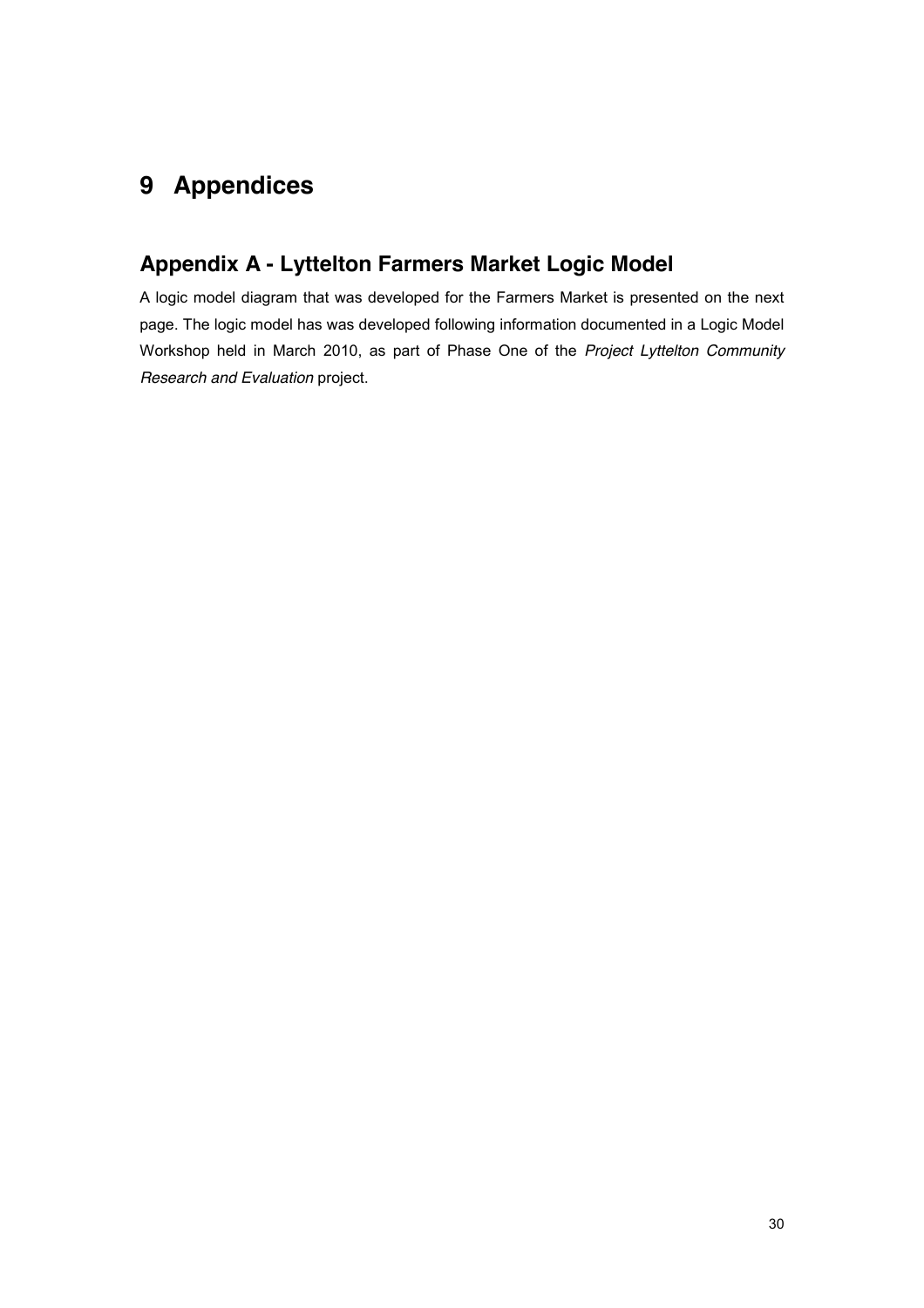# 9 Appendices

## Appendix A - Lyttelton Farmers Market Logic Model

A logic model diagram that was developed for the Farmers Market is presented on the next page. The logic model has was developed following information documented in a Logic Model Workshop held in March 2010, as part of Phase One of the *Project Lyttelton Community Research and Evaluation* project.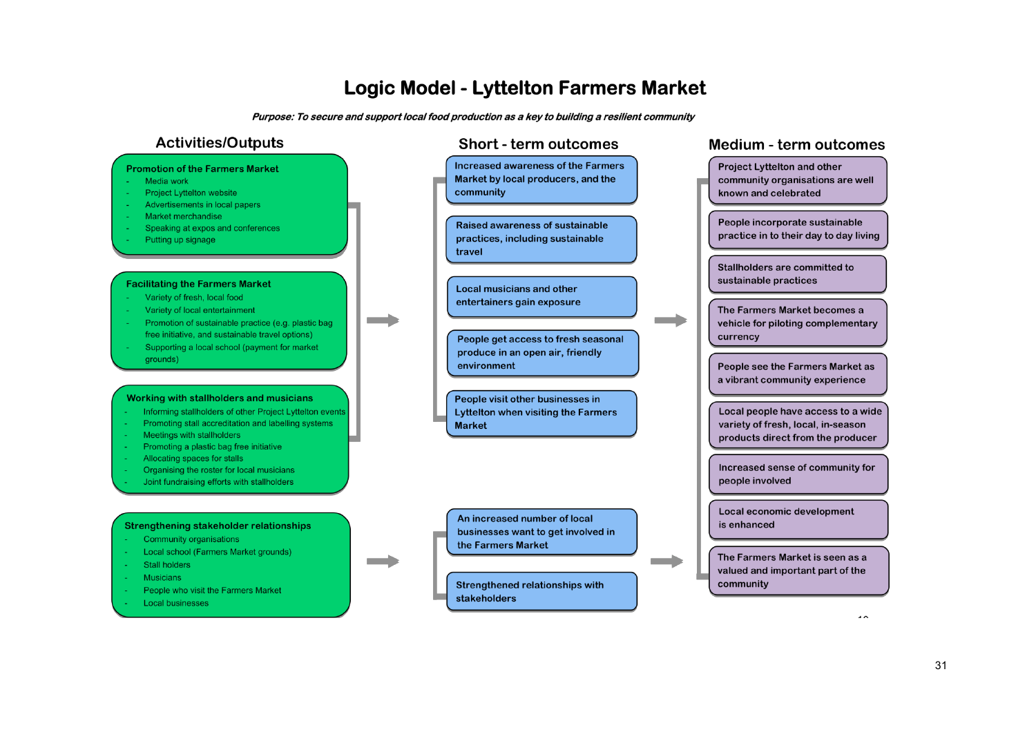# Logic Model - Lyttelton Farmers Market

***Purpose: To secure and support local food production as a key to building a resilient community***

## Activities/Outputs

**Promotion of the Farmers Market**
- Media work
- Project Lyttelton website
- Advertisements in local papers
- Market merchandise
- Speaking at expos and conferences
- Putting up signage

**Facilitating the Farmers Market**
- Variety of fresh, local food
- Variety of local entertainment
- Promotion of sustainable practice (e.g. plastic bag free initiative, and sustainable travel options)
- Supporting a local school (payment for market grounds)

**Working with stallholders and musicians**
- Informing stallholders of other Project Lyttelton events
- Promoting stall accreditation and labelling systems
- Meetings with stallholders
- Promoting a plastic bag free initiative
- Allocating spaces for stalls
- Organising the roster for local musicians
- Joint fundraising efforts with stallholders

**Strengthening stakeholder relationships**
- Community organisations
- Local school (Farmers Market grounds)
- Stall holders
- Musicians
- People who visit the Farmers Market
- Local businesses

## Short - term outcomes

- Increased awareness of the Farmers Market by local producers, and the community
- Raised awareness of sustainable practices, including sustainable travel
- Local musicians and other entertainers gain exposure
- People get access to fresh seasonal produce in an open air, friendly environment
- People visit other businesses in Lyttelton when visiting the Farmers Market
- An increased number of local businesses want to get involved in the Farmers Market
- Strengthened relationships with stakeholders

## Medium - term outcomes

- Project Lyttelton and other community organisations are well known and celebrated
- People incorporate sustainable practice in to their day to day living
- Stallholders are committed to sustainable practices
- The Farmers Market becomes a vehicle for piloting complementary currency
- People see the Farmers Market as a vibrant community experience
- Local people have access to a wide variety of fresh, local, in-season products direct from the producer
- Increased sense of community for people involved
- Local economic development is enhanced
- The Farmers Market is seen as a valued and important part of the community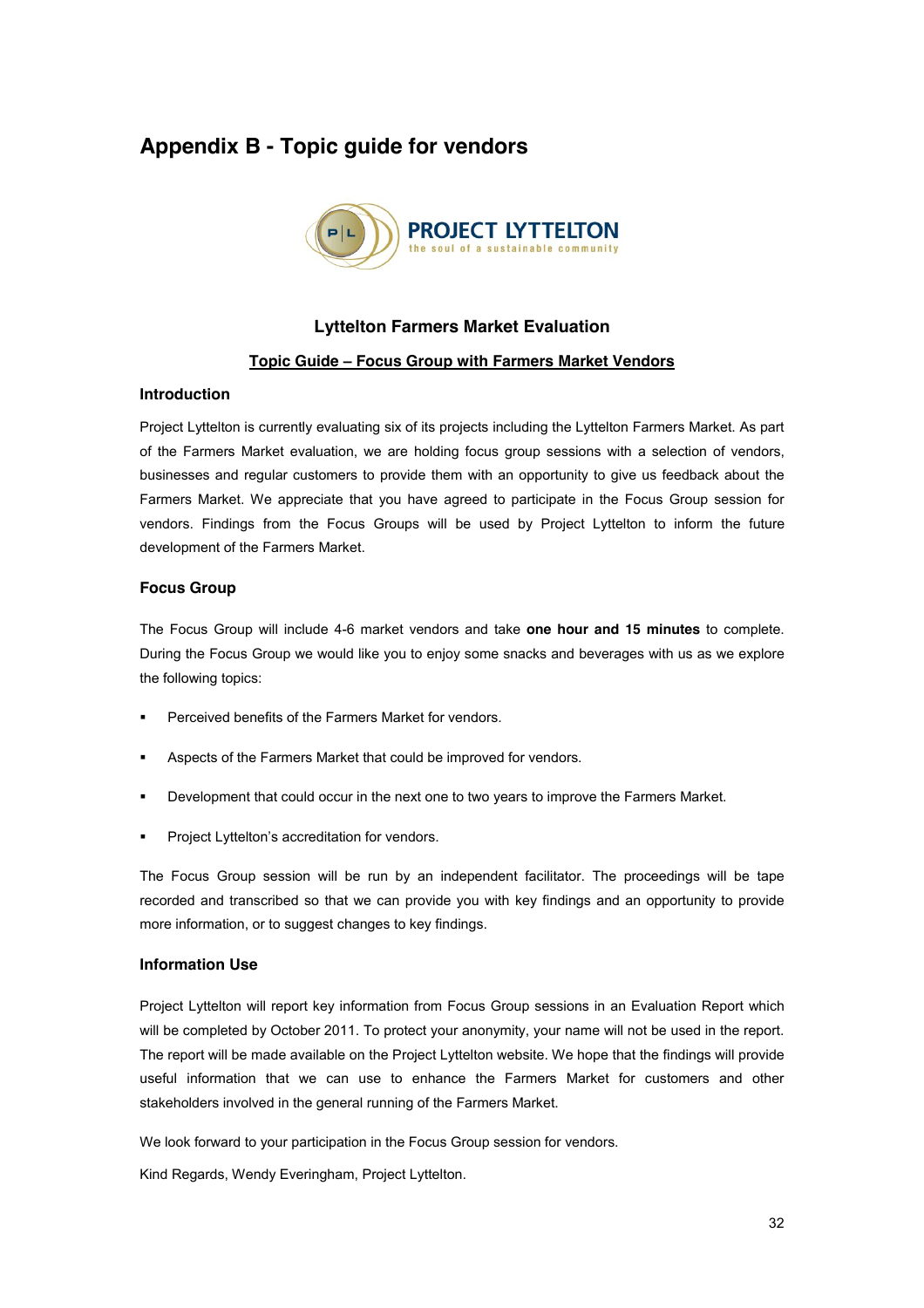# Appendix B - Topic guide for vendors

PROJECT LYTTELTON
the soul of a sustainable community

### Lyttelton Farmers Market Evaluation

**<u>Topic Guide – Focus Group with Farmers Market Vendors</u>**

#### Introduction

Project Lyttelton is currently evaluating six of its projects including the Lyttelton Farmers Market. As part of the Farmers Market evaluation, we are holding focus group sessions with a selection of vendors, businesses and regular customers to provide them with an opportunity to give us feedback about the Farmers Market. We appreciate that you have agreed to participate in the Focus Group session for vendors. Findings from the Focus Groups will be used by Project Lyttelton to inform the future development of the Farmers Market.

#### Focus Group

The Focus Group will include 4-6 market vendors and take **one hour and 15 minutes** to complete. During the Focus Group we would like you to enjoy some snacks and beverages with us as we explore the following topics:

- Perceived benefits of the Farmers Market for vendors.
- Aspects of the Farmers Market that could be improved for vendors.
- Development that could occur in the next one to two years to improve the Farmers Market.
- Project Lyttelton's accreditation for vendors.

The Focus Group session will be run by an independent facilitator. The proceedings will be tape recorded and transcribed so that we can provide you with key findings and an opportunity to provide more information, or to suggest changes to key findings.

#### Information Use

Project Lyttelton will report key information from Focus Group sessions in an Evaluation Report which will be completed by October 2011. To protect your anonymity, your name will not be used in the report. The report will be made available on the Project Lyttelton website. We hope that the findings will provide useful information that we can use to enhance the Farmers Market for customers and other stakeholders involved in the general running of the Farmers Market.

We look forward to your participation in the Focus Group session for vendors.

Kind Regards, Wendy Everingham, Project Lyttelton.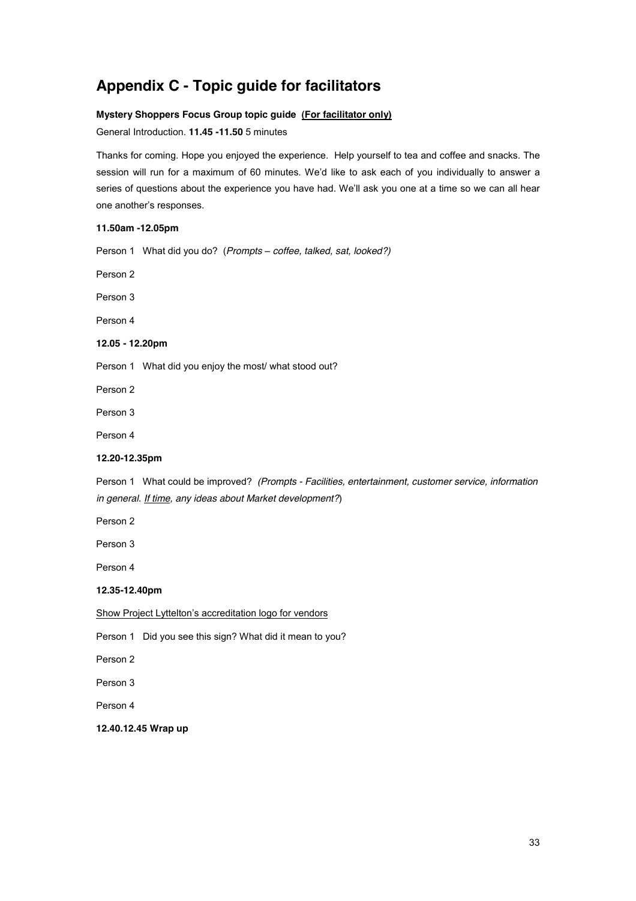# Appendix C - Topic guide for facilitators

**Mystery Shoppers Focus Group topic guide <u>(For facilitator only)</u>**

General Introduction. **11.45 -11.50** 5 minutes

Thanks for coming. Hope you enjoyed the experience. Help yourself to tea and coffee and snacks. The session will run for a maximum of 60 minutes. We'd like to ask each of you individually to answer a series of questions about the experience you have had. We'll ask you one at a time so we can all hear one another's responses.

**11.50am -12.05pm**

Person 1 What did you do? (*Prompts – coffee, talked, sat, looked?)*

Person 2

Person 3

Person 4

**12.05 - 12.20pm**

Person 1 What did you enjoy the most/ what stood out?

Person 2

Person 3

Person 4

**12.20-12.35pm**

Person 1 What could be improved? *(Prompts - Facilities, entertainment, customer service, information in general. <u>If time</u>, any ideas about Market development?*)

Person 2

Person 3

Person 4

**12.35-12.40pm**

<u>Show Project Lyttelton's accreditation logo for vendors</u>

Person 1 Did you see this sign? What did it mean to you?

Person 2

Person 3

Person 4

**12.40.12.45 Wrap up**